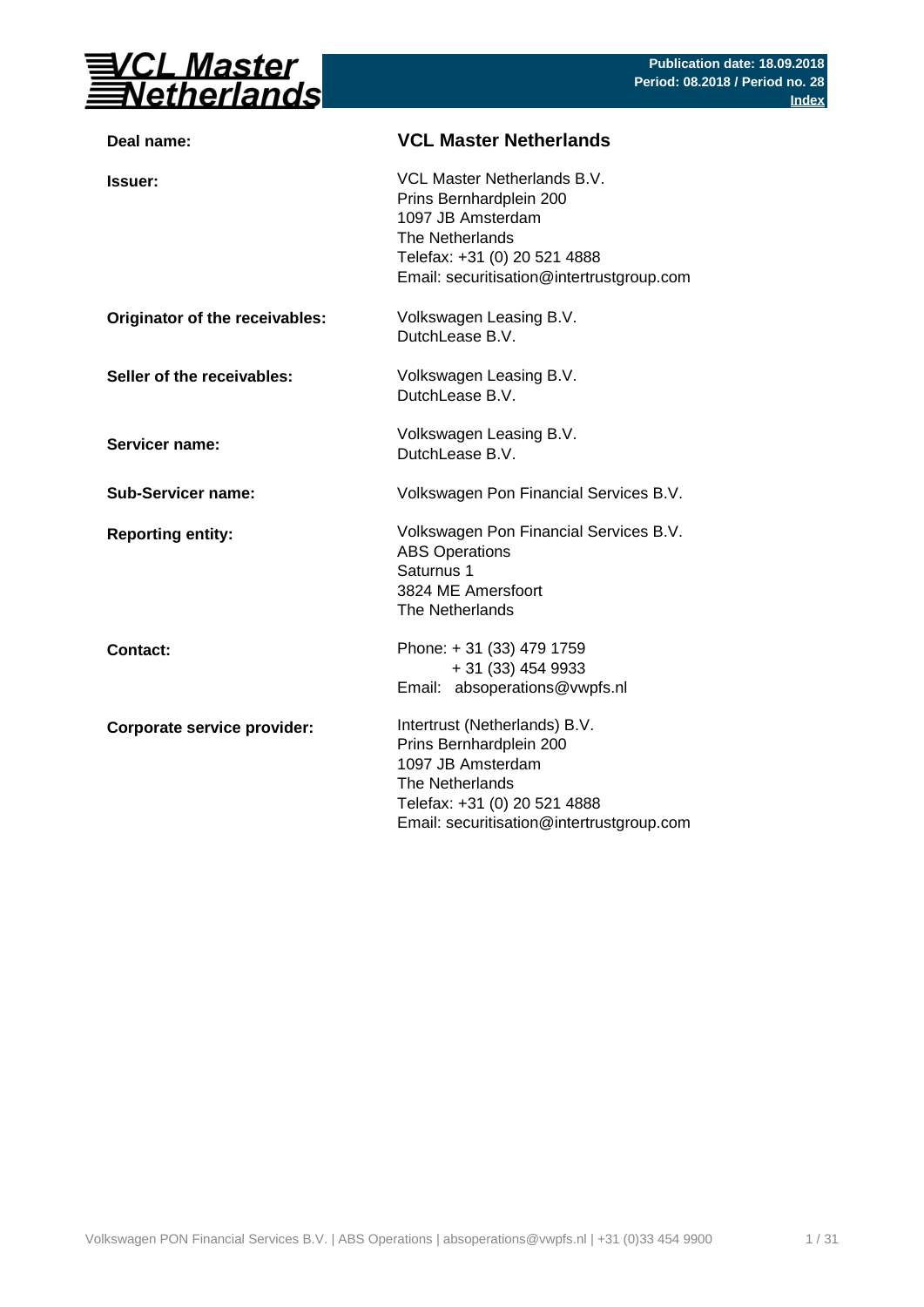**Publication date: 18.09.2018**
**Period: 08.2018 / Period no. 28**
**Index**

| | |
|---|---|
| **Deal name:** | **VCL Master Netherlands** |
| **Issuer:** | VCL Master Netherlands B.V.<br>Prins Bernhardplein 200<br>1097 JB Amsterdam<br>The Netherlands<br>Telefax: +31 (0) 20 521 4888<br>Email: securitisation@intertrustgroup.com |
| **Originator of the receivables:** | Volkswagen Leasing B.V.<br>DutchLease B.V. |
| **Seller of the receivables:** | Volkswagen Leasing B.V.<br>DutchLease B.V. |
| **Servicer name:** | Volkswagen Leasing B.V.<br>DutchLease B.V. |
| **Sub-Servicer name:** | Volkswagen Pon Financial Services B.V. |
| **Reporting entity:** | Volkswagen Pon Financial Services B.V.<br>ABS Operations<br>Saturnus 1<br>3824 ME Amersfoort<br>The Netherlands |
| **Contact:** | Phone: + 31 (33) 479 1759<br>+ 31 (33) 454 9933<br>Email: absoperations@vwpfs.nl |
| **Corporate service provider:** | Intertrust (Netherlands) B.V.<br>Prins Bernhardplein 200<br>1097 JB Amsterdam<br>The Netherlands<br>Telefax: +31 (0) 20 521 4888<br>Email: securitisation@intertrustgroup.com |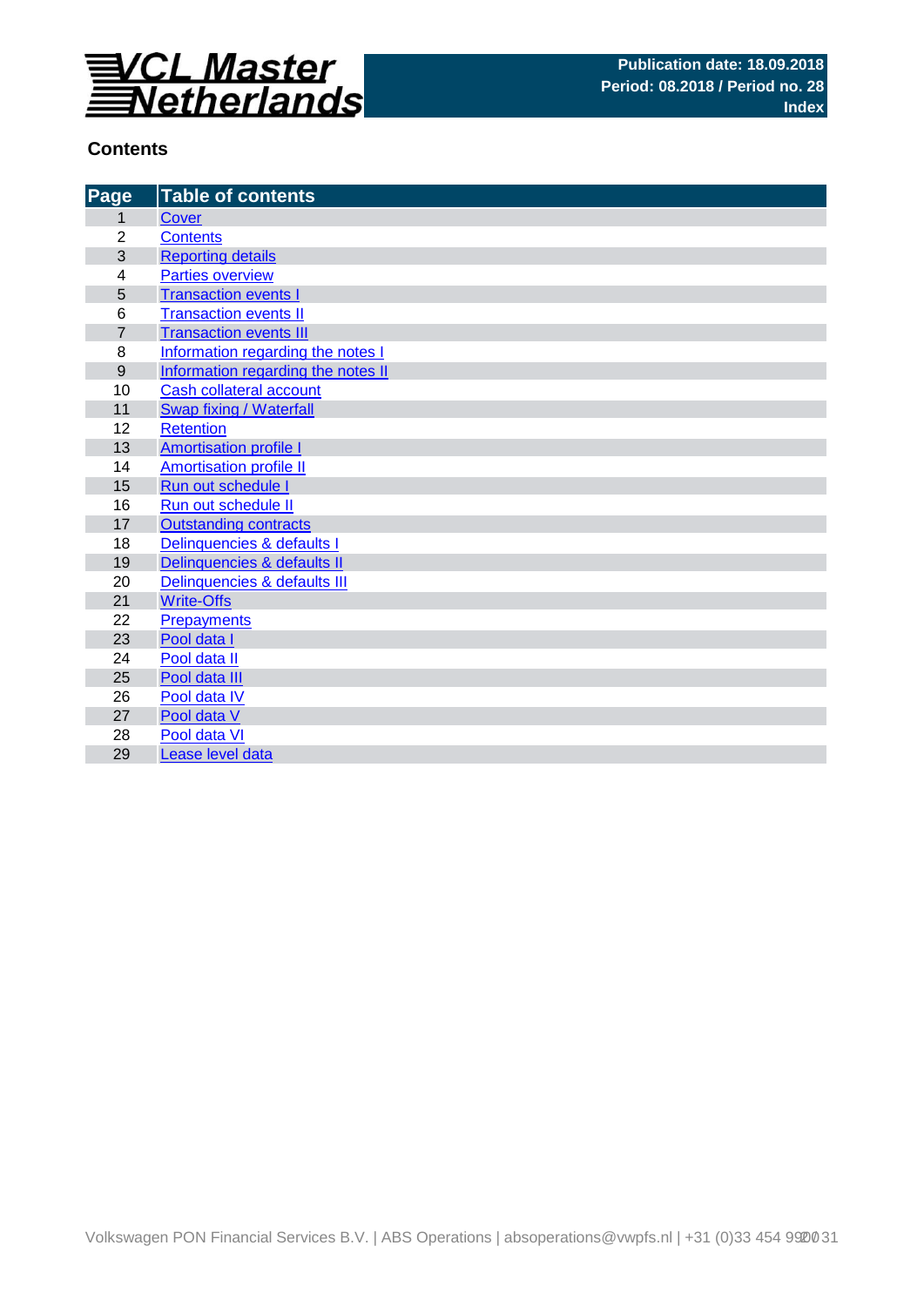VCL Master Netherlands

**Publication date: 18.09.2018**
**Period: 08.2018 / Period no. 28**
**Index**

## Contents

| Page | Table of contents |
|---|---|
| 1 | Cover |
| 2 | Contents |
| 3 | Reporting details |
| 4 | Parties overview |
| 5 | Transaction events I |
| 6 | Transaction events II |
| 7 | Transaction events III |
| 8 | Information regarding the notes I |
| 9 | Information regarding the notes II |
| 10 | Cash collateral account |
| 11 | Swap fixing / Waterfall |
| 12 | Retention |
| 13 | Amortisation profile I |
| 14 | Amortisation profile II |
| 15 | Run out schedule I |
| 16 | Run out schedule II |
| 17 | Outstanding contracts |
| 18 | Delinquencies & defaults I |
| 19 | Delinquencies & defaults II |
| 20 | Delinquencies & defaults III |
| 21 | Write-Offs |
| 22 | Prepayments |
| 23 | Pool data I |
| 24 | Pool data II |
| 25 | Pool data III |
| 26 | Pool data IV |
| 27 | Pool data V |
| 28 | Pool data VI |
| 29 | Lease level data |

Volkswagen PON Financial Services B.V. | ABS Operations | absoperations@vwpfs.nl | +31 (0)33 454 9900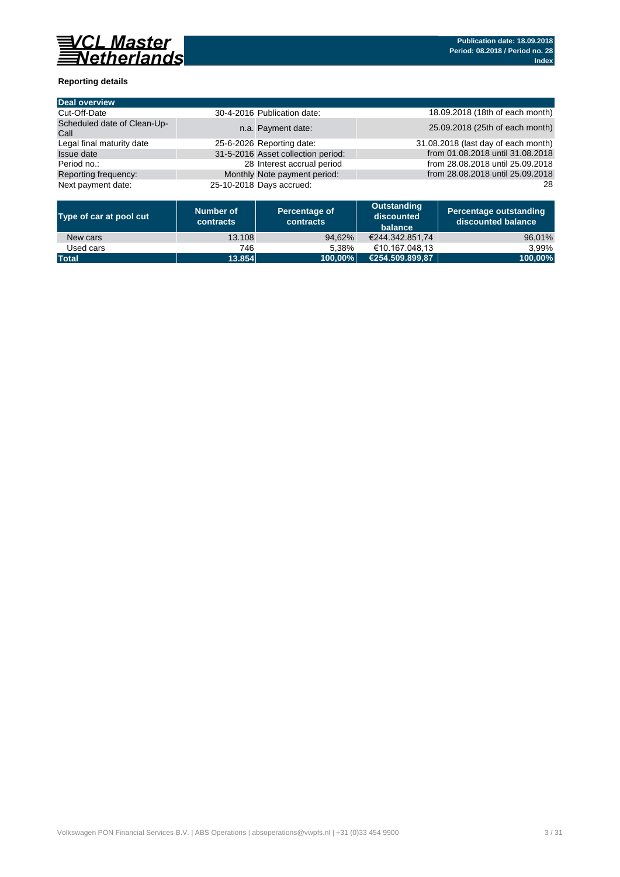**VCL Master Netherlands**

**Publication date: 18.09.2018**
**Period: 08.2018 / Period no. 28**
**Index**

### Reporting details

| Deal overview | | | |
|---|---|---|---|
| Cut-Off-Date | 30-4-2016 | Publication date: | 18.09.2018 (18th of each month) |
| Scheduled date of Clean-Up-Call | n.a. | Payment date: | 25.09.2018 (25th of each month) |
| Legal final maturity date | 25-6-2026 | Reporting date: | 31.08.2018 (last day of each month) |
| Issue date | 31-5-2016 | Asset collection period: | from 01.08.2018 until 31.08.2018 |
| Period no.: | 28 | Interest accrual period | from 28.08.2018 until 25.09.2018 |
| Reporting frequency: | Monthly | Note payment period: | from 28.08.2018 until 25.09.2018 |
| Next payment date: | 25-10-2018 | Days accrued: | 28 |

| Type of car at pool cut | Number of contracts | Percentage of contracts | Outstanding discounted balance | Percentage outstanding discounted balance |
|---|---|---|---|---|
| New cars | 13.108 | 94,62% | €244.342.851,74 | 96,01% |
| Used cars | 746 | 5,38% | €10.167.048,13 | 3,99% |
| **Total** | **13.854** | **100,00%** | **€254.509.899,87** | **100,00%** |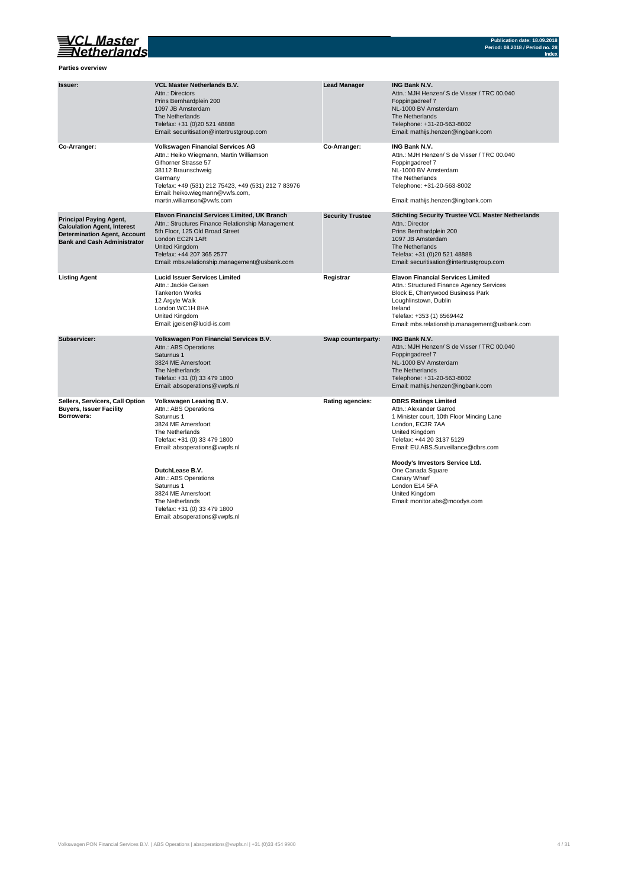**Parties overview**

| | | | |
|---|---|---|---|
| **Issuer:** | **VCL Master Netherlands B.V.**<br>Attn.: Directors<br>Prins Bernhardplein 200<br>1097 JB Amsterdam<br>The Netherlands<br>Telefax: +31 (0)20 521 48888<br>Email: securitisation@intertrustgroup.com | **Lead Manager** | **ING Bank N.V.**<br>Attn.: MJH Henzen/ S de Visser / TRC 00.040<br>Foppingadreef 7<br>NL-1000 BV Amsterdam<br>The Netherlands<br>Telephone: +31-20-563-8002<br>Email: mathijs.henzen@ingbank.com |
| **Co-Arranger:** | **Volkswagen Financial Services AG**<br>Attn.: Heiko Wiegmann, Martin Williamson<br>Gifhorner Strasse 57<br>38112 Braunschweig<br>Germany<br>Telefax: +49 (531) 212 75423, +49 (531) 212 7 83976<br>Email: heiko.wiegmann@vwfs.com,<br>martin.williamson@vwfs.com | **Co-Arranger:** | **ING Bank N.V.**<br>Attn.: MJH Henzen/ S de Visser / TRC 00.040<br>Foppingadreef 7<br>NL-1000 BV Amsterdam<br>The Netherlands<br>Telephone: +31-20-563-8002<br>Email: mathijs.henzen@ingbank.com |
| **Principal Paying Agent, Calculation Agent, Interest Determination Agent, Account Bank and Cash Administrator** | **Elavon Financial Services Limited, UK Branch**<br>Attn.: Structures Finance Relationship Management<br>5th Floor, 125 Old Broad Street<br>London EC2N 1AR<br>United Kingdom<br>Telefax: +44 207 365 2577<br>Email: mbs.relationship.management@usbank.com | **Security Trustee** | **Stichting Security Trustee VCL Master Netherlands**<br>Attn.: Director<br>Prins Bernhardplein 200<br>1097 JB Amsterdam<br>The Netherlands<br>Telefax: +31 (0)20 521 48888<br>Email: securitisation@intertrustgroup.com |
| **Listing Agent** | **Lucid Issuer Services Limited**<br>Attn.: Jackie Geisen<br>Tankerton Works<br>12 Argyle Walk<br>London WC1H 8HA<br>United Kingdom<br>Email: jgeisen@lucid-is.com | **Registrar** | **Elavon Financial Services Limited**<br>Attn.: Structured Finance Agency Services<br>Block E, Cherrywood Business Park<br>Loughlinstown, Dublin<br>Ireland<br>Telefax: +353 (1) 6569442<br>Email: mbs.relationship.management@usbank.com |
| **Subservicer:** | **Volkswagen Pon Financial Services B.V.**<br>Attn.: ABS Operations<br>Saturnus 1<br>3824 ME Amersfoort<br>The Netherlands<br>Telefax: +31 (0) 33 479 1800<br>Email: absoperations@vwpfs.nl | **Swap counterparty:** | **ING Bank N.V.**<br>Attn.: MJH Henzen/ S de Visser / TRC 00.040<br>Foppingadreef 7<br>NL-1000 BV Amsterdam<br>The Netherlands<br>Telephone: +31-20-563-8002<br>Email: mathijs.henzen@ingbank.com |
| **Sellers, Servicers, Call Option Buyers, Issuer Facility Borrowers:** | **Volkswagen Leasing B.V.**<br>Attn.: ABS Operations<br>Saturnus 1<br>3824 ME Amersfoort<br>The Netherlands<br>Telefax: +31 (0) 33 479 1800<br>Email: absoperations@vwpfs.nl<br><br>**DutchLease B.V.**<br>Attn.: ABS Operations<br>Saturnus 1<br>3824 ME Amersfoort<br>The Netherlands<br>Telefax: +31 (0) 33 479 1800<br>Email: absoperations@vwpfs.nl | **Rating agencies:** | **DBRS Ratings Limited**<br>Attn.: Alexander Garrod<br>1 Minister court, 10th Floor Mincing Lane<br>London, EC3R 7AA<br>United Kingdom<br>Telefax: +44 20 3137 5129<br>Email: EU.ABS.Surveillance@dbrs.com<br><br>**Moody's Investors Service Ltd.**<br>One Canada Square<br>Canary Wharf<br>London E14 5FA<br>United Kingdom<br>Email: monitor.abs@moodys.com |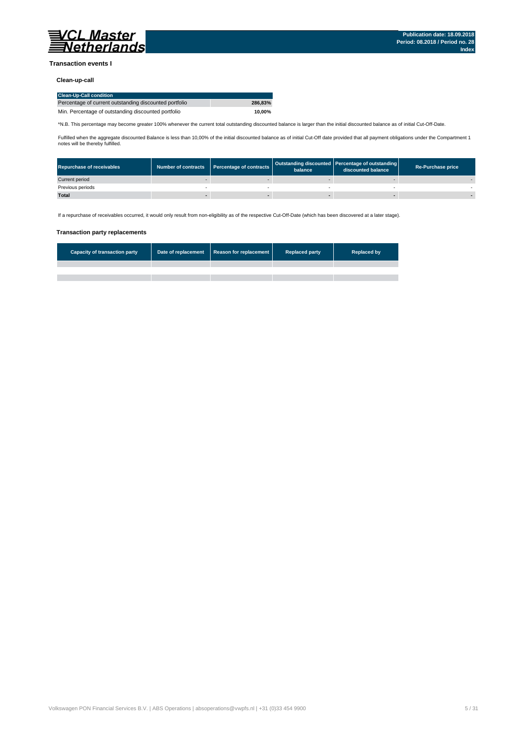**Transaction events I**

**Clean-up-call**

| Clean-Up-Call condition | |
|---|---|
| Percentage of current outstanding discounted portfolio | **286,83%** |
| Min. Percentage of outstanding discounted portfolio | **10,00%** |

*N.B. This percentage may become greater 100% whenever the current total outstanding discounted balance is larger than the initial discounted balance as of initial Cut-Off-Date.

Fulfilled when the aggregate discounted Balance is less than 10,00% of the initial discounted balance as of initial Cut-Off date provided that all payment obligations under the Compartment 1 notes will be thereby fulfilled.

| Repurchase of receivables | Number of contracts | Percentage of contracts | Outstanding discounted balance | Percentage of outstanding discounted balance | Re-Purchase price |
|---|---|---|---|---|---|
| Current period | - | - | - | - | - |
| Previous periods | - | - | - | - | - |
| **Total** | **-** | **-** | **-** | **-** | **-** |

If a repurchase of receivables occurred, it would only result from non-eligibility as of the respective Cut-Off-Date (which has been discovered at a later stage).

**Transaction party replacements**

| Capacity of transaction party | Date of replacement | Reason for replacement | Replaced party | Replaced by |
|---|---|---|---|---|
| | | | | |
| | | | | |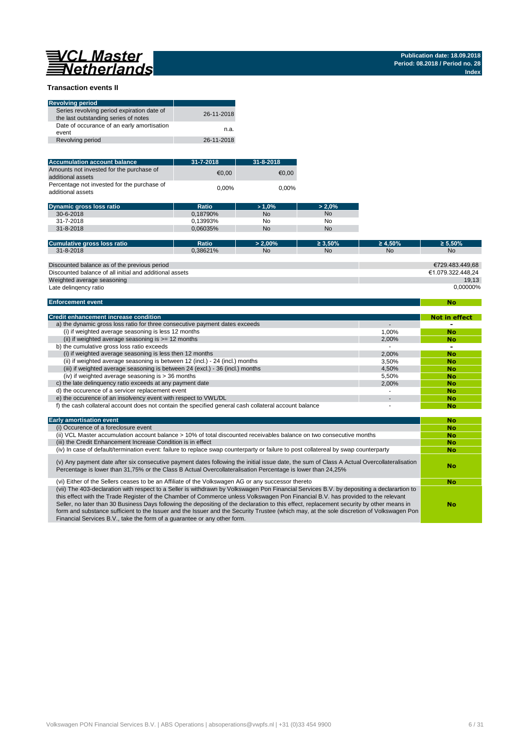## Transaction events II

| Revolving period | |
|---|---|
| Series revolving period expiration date of the last outstanding series of notes | 26-11-2018 |
| Date of occurance of an early amortisation event | n.a. |
| Revolving period | 26-11-2018 |

| Accumulation account balance | 31-7-2018 | 31-8-2018 |
|---|---|---|
| Amounts not invested for the purchase of additional assets | €0,00 | €0,00 |
| Percentage not invested for the purchase of additional assets | 0,00% | 0,00% |

| Dynamic gross loss ratio | Ratio | > 1,0% | > 2,0% |
|---|---|---|---|
| 30-6-2018 | 0,18790% | No | No |
| 31-7-2018 | 0,13993% | No | No |
| 31-8-2018 | 0,06035% | No | No |

| Cumulative gross loss ratio | Ratio | > 2,00% | ≥ 3,50% | ≥ 4,50% | ≥ 5,50% |
|---|---|---|---|---|---|
| 31-8-2018 | 0,38621% | No | No | No | No |

| | |
|---|---|
| Discounted balance as of the previous period | €729.483.449,68 |
| Discounted balance of all initial and additional assets | €1.079.322.448,24 |
| Weighted average seasoning | 19,13 |
| Late delinqency ratio | 0,00000% |

| Enforcement event | No |
|---|---|

| Credit enhancement increase condition | | Not in effect |
|---|---|---|
| a) the dynamic gross loss ratio for three consecutive payment dates exceeds | - | - |
| (i) if weighted average seasoning is less 12 months | 1,00% | No |
| (ii) if weighted average seasoning is >= 12 months | 2,00% | No |
| b) the cumulative gross loss ratio exceeds | - | - |
| (i) if weighted average seasoning is less then 12 months | 2,00% | No |
| (ii) if weighted average seasoning is between 12 (incl.) - 24 (incl.) months | 3,50% | No |
| (iii) if weighted average seasoning is between 24 (excl.) - 36 (incl.) months | 4,50% | No |
| (iv) if weighted average seasoning is > 36 months | 5,50% | No |
| c) the late delinquency ratio exceeds at any payment date | 2,00% | No |
| d) the occurence of a servicer replacement event | - | No |
| e) the occurence of an insolvency event with respect to VWL/DL | - | No |
| f) the cash collateral account does not contain the specified general cash collateral account balance | - | No |

| Early amortisation event | No |
|---|---|
| (i) Occurence of a foreclosure event | No |
| (ii) VCL Master accumulation account balance > 10% of total discounted receivables balance on two consecutive months | No |
| (iii) the Credit Enhancement Increase Condition is in effect | No |
| (iv) In case of default/termination event: failure to replace swap counterparty or failure to post collatereal by swap counterparty | No |
| (v) Any payment date after six consecutive payment dates following the initial issue date, the sum of Class A Actual Overcollateralisation Percentage is lower than 31,75% or the Class B Actual Overcollateralisation Percentage is lower than 24,25% | No |
| (vi) Either of the Sellers ceases to be an Affiliate of the Volkswagen AG or any successor thereto | No |
| (vii) The 403-declaration with respect to a Seller is withdrawn by Volkswagen Pon Financial Services B.V. by depositing a declarartion to this effect with the Trade Register of the Chamber of Commerce unless Volkswagen Pon Financial B.V. has provided to the relevant Seller, no later than 30 Business Days following the depositing of the declaration to this effect, replacement security by other means in form and substance sufficient to the Issuer and the Issuer and the Security Trustee (which may, at the sole discretion of Volkswagen Pon Financial Services B.V., take the form of a guarantee or any other form. | No |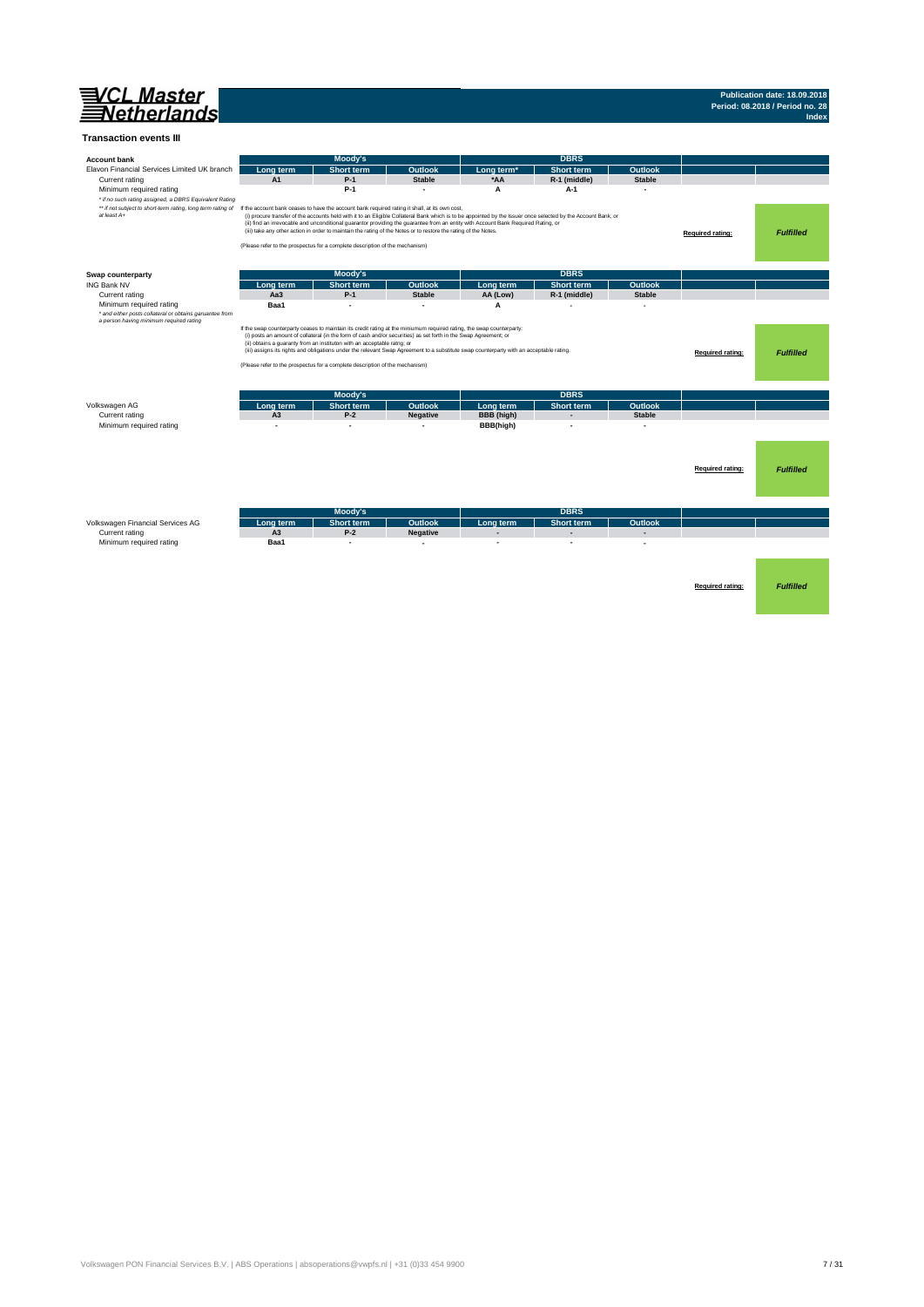## Transaction events III

**Account bank**

| Elavon Financial Services Limited UK branch | Moody's Long term | Moody's Short term | Moody's Outlook | DBRS Long term* | DBRS Short term | DBRS Outlook | | |
|---|---|---|---|---|---|---|---|---|
| Current rating | A1 | P-1 | Stable | *AA | R-1 (middle) | Stable | | |
| Minimum required rating | | P-1 | - | A | A-1 | - | | |

*\* if no such rating assigned, a DBRS Equivalent Rating*

*\*\* if not subject to short-term rating, long term rating of at least A+*

If the account bank ceases to have the account bank required rating it shall, at its own cost,
(i) procure transfer of the accounts held with it to an Eligible Collateral Bank which is to be appointed by the Issuer once selected by the Account Bank, or
(ii) find an irrevocable and unconditional guarantor providing the guarantee from an entity with Account Bank Required Rating, or
(iii) take any other action in order to maintain the rating of the Notes or to restore the rating of the Notes.

(Please refer to the prospectus for a complete description of the mechanism)

**Required rating:** *Fulfilled*

**Swap counterparty**

| ING Bank NV | Moody's Long term | Moody's Short term | Moody's Outlook | DBRS Long term | DBRS Short term | DBRS Outlook | | |
|---|---|---|---|---|---|---|---|---|
| Current rating | Aa3 | P-1 | Stable | AA (Low) | R-1 (middle) | Stable | | |
| Minimum required rating | Baa1 | - | - | A | - | - | | |

*\* and either posts collateral or obtains garuantee from a person having minimum required rating*

If the swap counterparty ceases to maintain its credit rating at the miniumum required rating, the swap counterparty:
(i) posts an amount of collateral (in the form of cash and/or securities) as set forth in the Swap Agreement; or
(ii) obtains a guaranty from an instituton with an acceptable rating; or
(iii) assigns its rights and obligations under the relevant Swap Agreement to a substitute swap counterparty with an acceptable rating.

(Please refer to the prospectus for a complete description of the mechanism)

**Required rating:** *Fulfilled*

| Volkswagen AG | Moody's Long term | Moody's Short term | Moody's Outlook | DBRS Long term | DBRS Short term | DBRS Outlook | | |
|---|---|---|---|---|---|---|---|---|
| Current rating | A3 | P-2 | Negative | BBB (high) | - | Stable | | |
| Minimum required rating | - | - | - | BBB(high) | - | - | | |

**Required rating:** *Fulfilled*

| Volkswagen Financial Services AG | Moody's Long term | Moody's Short term | Moody's Outlook | DBRS Long term | DBRS Short term | DBRS Outlook | | |
|---|---|---|---|---|---|---|---|---|
| Current rating | A3 | P-2 | Negative | - | - | - | | |
| Minimum required rating | Baa1 | - | - | - | - | - | | |

**Required rating:** *Fulfilled*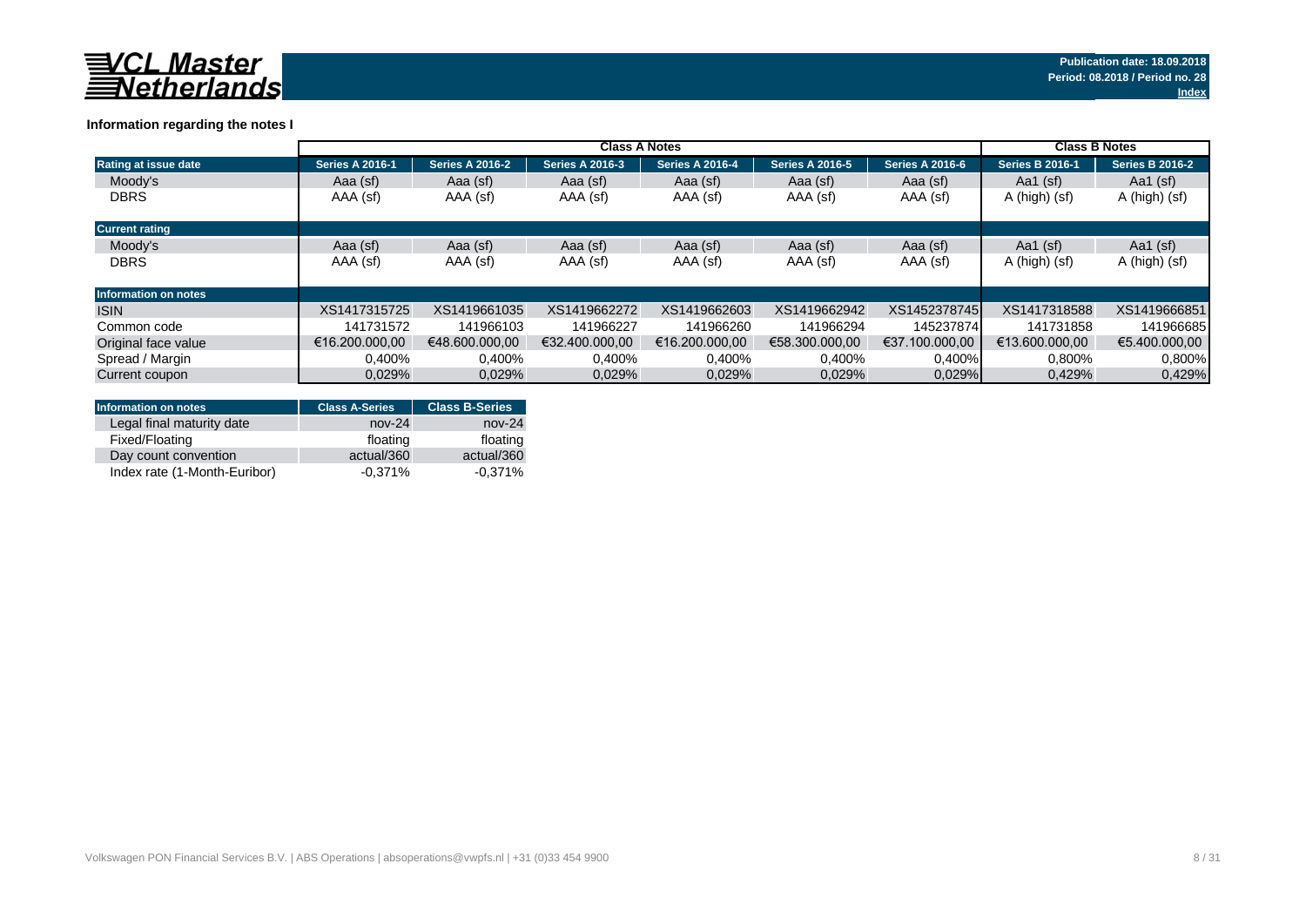**VCL Master Netherlands**

Publication date: 18.09.2018
Period: 08.2018 / Period no. 28
Index

## Information regarding the notes I

| | Class A Notes | | | | | | Class B Notes | |
|---|---|---|---|---|---|---|---|---|
| **Rating at issue date** | **Series A 2016-1** | **Series A 2016-2** | **Series A 2016-3** | **Series A 2016-4** | **Series A 2016-5** | **Series A 2016-6** | **Series B 2016-1** | **Series B 2016-2** |
| Moody's | Aaa (sf) | Aaa (sf) | Aaa (sf) | Aaa (sf) | Aaa (sf) | Aaa (sf) | Aa1 (sf) | Aa1 (sf) |
| DBRS | AAA (sf) | AAA (sf) | AAA (sf) | AAA (sf) | AAA (sf) | AAA (sf) | A (high) (sf) | A (high) (sf) |
| **Current rating** | | | | | | | | |
| Moody's | Aaa (sf) | Aaa (sf) | Aaa (sf) | Aaa (sf) | Aaa (sf) | Aaa (sf) | Aa1 (sf) | Aa1 (sf) |
| DBRS | AAA (sf) | AAA (sf) | AAA (sf) | AAA (sf) | AAA (sf) | AAA (sf) | A (high) (sf) | A (high) (sf) |
| **Information on notes** | | | | | | | | |
| ISIN | XS1417315725 | XS1419661035 | XS1419662272 | XS1419662603 | XS1419662942 | XS1452378745 | XS1417318588 | XS1419666851 |
| Common code | 141731572 | 141966103 | 141966227 | 141966260 | 141966294 | 145237874 | 141731858 | 141966685 |
| Original face value | €16.200.000,00 | €48.600.000,00 | €32.400.000,00 | €16.200.000,00 | €58.300.000,00 | €37.100.000,00 | €13.600.000,00 | €5.400.000,00 |
| Spread / Margin | 0,400% | 0,400% | 0,400% | 0,400% | 0,400% | 0,400% | 0,800% | 0,800% |
| Current coupon | 0,029% | 0,029% | 0,029% | 0,029% | 0,029% | 0,029% | 0,429% | 0,429% |

| Information on notes | Class A-Series | Class B-Series |
|---|---|---|
| Legal final maturity date | nov-24 | nov-24 |
| Fixed/Floating | floating | floating |
| Day count convention | actual/360 | actual/360 |
| Index rate (1-Month-Euribor) | -0,371% | -0,371% |

Volkswagen PON Financial Services B.V. | ABS Operations | absoperations@vwpfs.nl | +31 (0)33 454 9900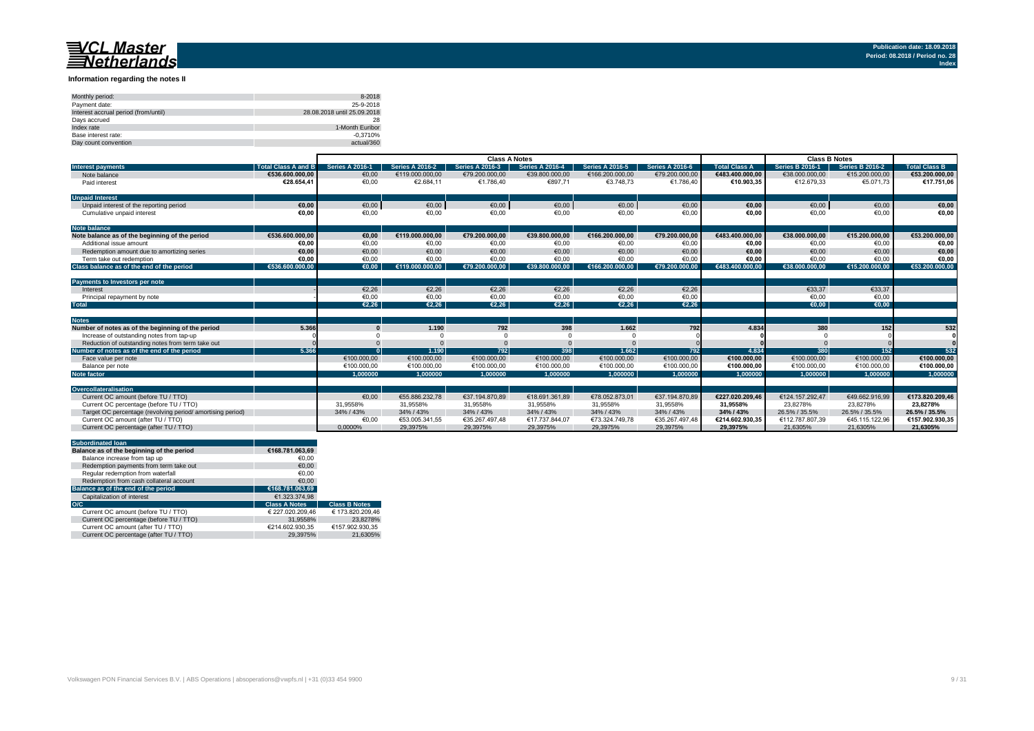## Information regarding the notes II

| | |
|---|---|
| Monthly period: | 8-2018 |
| Payment date: | 25-9-2018 |
| Interest accrual period (from/until) | 28.08.2018 until 25.09.2018 |
| Days accrued | 28 |
| Index rate | 1-Month Euribor |
| Base interest rate: | -0,3710% |
| Day count convention | actual/360 |

| | | Class A Notes | | | | | | | Class B Notes | | |
|---|---|---|---|---|---|---|---|---|---|---|---|
| **Interest payments** | **Total Class A and B** | **Series A 2016-1** | **Series A 2016-2** | **Series A 2016-3** | **Series A 2016-4** | **Series A 2016-5** | **Series A 2016-6** | **Total Class A** | **Series B 2016-1** | **Series B 2016-2** | **Total Class B** |
| Note balance | €536.600.000,00 | €0,00 | €119.000.000,00 | €79.200.000,00 | €39.800.000,00 | €166.200.000,00 | €79.200.000,00 | €483.400.000,00 | €38.000.000,00 | €15.200.000,00 | €53.200.000,00 |
| Paid interest | €28.654,41 | €0,00 | €2.684,11 | €1.786,40 | €897,71 | €3.748,73 | €1.786,40 | €10.903,35 | €12.679,33 | €5.071,73 | €17.751,06 |
| **Unpaid Interest** | | | | | | | | | | | |
| Unpaid interest of the reporting period | €0,00 | €0,00 | €0,00 | €0,00 | €0,00 | €0,00 | €0,00 | €0,00 | €0,00 | €0,00 | €0,00 |
| Cumulative unpaid interest | €0,00 | €0,00 | €0,00 | €0,00 | €0,00 | €0,00 | €0,00 | €0,00 | €0,00 | €0,00 | €0,00 |
| **Note balance** | | | | | | | | | | | |
| **Note balance as of the beginning of the period** | €536.600.000,00 | €0,00 | €119.000.000,00 | €79.200.000,00 | €39.800.000,00 | €166.200.000,00 | €79.200.000,00 | €483.400.000,00 | €38.000.000,00 | €15.200.000,00 | €53.200.000,00 |
| Additional issue amount | €0,00 | €0,00 | €0,00 | €0,00 | €0,00 | €0,00 | €0,00 | €0,00 | €0,00 | €0,00 | €0,00 |
| Redemption amount due to amortizing series | €0,00 | €0,00 | €0,00 | €0,00 | €0,00 | €0,00 | €0,00 | €0,00 | €0,00 | €0,00 | €0,00 |
| Term take out redemption | €0,00 | €0,00 | €0,00 | €0,00 | €0,00 | €0,00 | €0,00 | €0,00 | €0,00 | €0,00 | €0,00 |
| **Class balance as of the end of the period** | €536.600.000,00 | €0,00 | €119.000.000,00 | €79.200.000,00 | €39.800.000,00 | €166.200.000,00 | €79.200.000,00 | €483.400.000,00 | €38.000.000,00 | €15.200.000,00 | €53.200.000,00 |
| **Payments to Investors per note** | | | | | | | | | | | |
| Interest | - | €2,26 | €2,26 | €2,26 | €2,26 | €2,26 | €2,26 | | €33,37 | €33,37 | |
| Principal repayment by note | - | €0,00 | €0,00 | €0,00 | €0,00 | €0,00 | €0,00 | | €0,00 | €0,00 | |
| **Total** | | €2,26 | €2,26 | €2,26 | €2,26 | €2,26 | €2,26 | | €0,00 | €0,00 | |
| **Notes** | | | | | | | | | | | |
| **Number of notes as of the beginning of the period** | 5.366 | 0 | 1.190 | 792 | 398 | 1.662 | 792 | 4.834 | 380 | 152 | 532 |
| Increase of outstanding notes from tap-up | 0 | 0 | 0 | 0 | 0 | 0 | 0 | 0 | 0 | 0 | 0 |
| Reduction of outstanding notes from term take out | 0 | 0 | 0 | 0 | 0 | 0 | 0 | 0 | 0 | 0 | 0 |
| **Number of notes as of the end of the period** | 5.366 | 0 | 1.190 | 792 | 398 | 1.662 | 792 | 4.834 | 380 | 152 | 532 |
| Face value per note | | €100.000,00 | €100.000,00 | €100.000,00 | €100.000,00 | €100.000,00 | €100.000,00 | €100.000,00 | €100.000,00 | €100.000,00 | €100.000,00 |
| Balance per note | | €100.000,00 | €100.000,00 | €100.000,00 | €100.000,00 | €100.000,00 | €100.000,00 | €100.000,00 | €100.000,00 | €100.000,00 | €100.000,00 |
| **Note factor** | | 1,000000 | 1,000000 | 1,000000 | 1,000000 | 1,000000 | 1,000000 | 1,000000 | 1,000000 | 1,000000 | 1,000000 |
| **Overcollateralisation** | | | | | | | | | | | |
| Current OC amount (before TU / TTO) | | €0,00 | €55.886.232,78 | €37.194.870,89 | €18.691.361,89 | €78.052.873,01 | €37.194.870,89 | €227.020.209,46 | €124.157.292,47 | €49.662.916,99 | €173.820.209,46 |
| Current OC percentage (before TU / TTO) | | 31,9558% | 31,9558% | 31,9558% | 31,9558% | 31,9558% | 31,9558% | 31,9558% | 23,8278% | 23,8278% | 23,8278% |
| Target OC percentage (revolving period/ amortising period) | | 34% / 43% | 34% / 43% | 34% / 43% | 34% / 43% | 34% / 43% | 34% / 43% | 34% / 43% | 26.5% / 35.5% | 26.5% / 35.5% | 26.5% / 35.5% |
| Current OC amount (after TU / TTO) | | €0,00 | €53.005.341,55 | €35.267.497,48 | €17.737.844,07 | €73.324.749,78 | €35.267.497,48 | €214.602.930,35 | €112.787.807,39 | €45.115.122,96 | €157.902.930,35 |
| Current OC percentage (after TU / TTO) | | 0,0000% | 29,3975% | 29,3975% | 29,3975% | 29,3975% | 29,3975% | 29,3975% | 21,6305% | 21,6305% | 21,6305% |

| **Subordinated loan** | | |
|---|---|---|
| **Balance as of the beginning of the period** | €168.781.063,69 | |
| Balance increase from tap up | €0,00 | |
| Redemption payments from term take out | €0,00 | |
| Regular redemption from waterfall | €0,00 | |
| Redemption from cash collateral account | €0,00 | |
| **Balance as of the end of the period** | €168.781.063,69 | |
| Capitalization of interest | €1.323.374,98 | |
| **O/C** | **Class A Notes** | **Class B Notes** |
| Current OC amount (before TU / TTO) | € 227.020.209,46 | € 173.820.209,46 |
| Current OC percentage (before TU / TTO) | 31,9558% | 23,8278% |
| Current OC amount (after TU / TTO) | €214.602.930,35 | €157.902.930,35 |
| Current OC percentage (after TU / TTO) | 29,3975% | 21,6305% |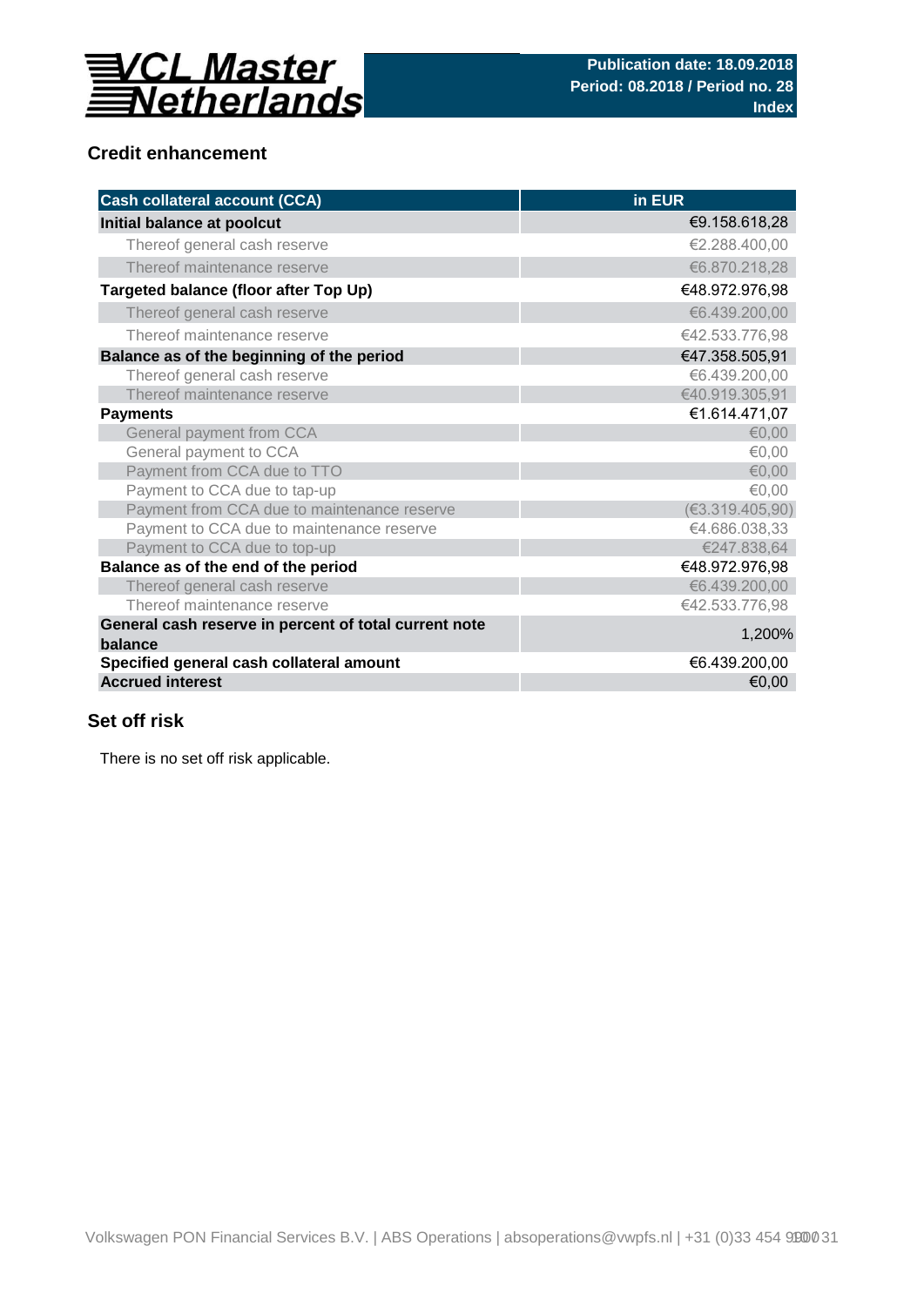## Credit enhancement

| Cash collateral account (CCA) | in EUR |
|---|---|
| **Initial balance at poolcut** | €9.158.618,28 |
| Thereof general cash reserve | €2.288.400,00 |
| Thereof maintenance reserve | €6.870.218,28 |
| **Targeted balance (floor after Top Up)** | €48.972.976,98 |
| Thereof general cash reserve | €6.439.200,00 |
| Thereof maintenance reserve | €42.533.776,98 |
| **Balance as of the beginning of the period** | €47.358.505,91 |
| Thereof general cash reserve | €6.439.200,00 |
| Thereof maintenance reserve | €40.919.305,91 |
| **Payments** | €1.614.471,07 |
| General payment from CCA | €0,00 |
| General payment to CCA | €0,00 |
| Payment from CCA due to TTO | €0,00 |
| Payment to CCA due to tap-up | €0,00 |
| Payment from CCA due to maintenance reserve | (€3.319.405,90) |
| Payment to CCA due to maintenance reserve | €4.686.038,33 |
| Payment to CCA due to top-up | €247.838,64 |
| **Balance as of the end of the period** | €48.972.976,98 |
| Thereof general cash reserve | €6.439.200,00 |
| Thereof maintenance reserve | €42.533.776,98 |
| **General cash reserve in percent of total current note balance** | 1,200% |
| **Specified general cash collateral amount** | €6.439.200,00 |
| **Accrued interest** | €0,00 |

## Set off risk

There is no set off risk applicable.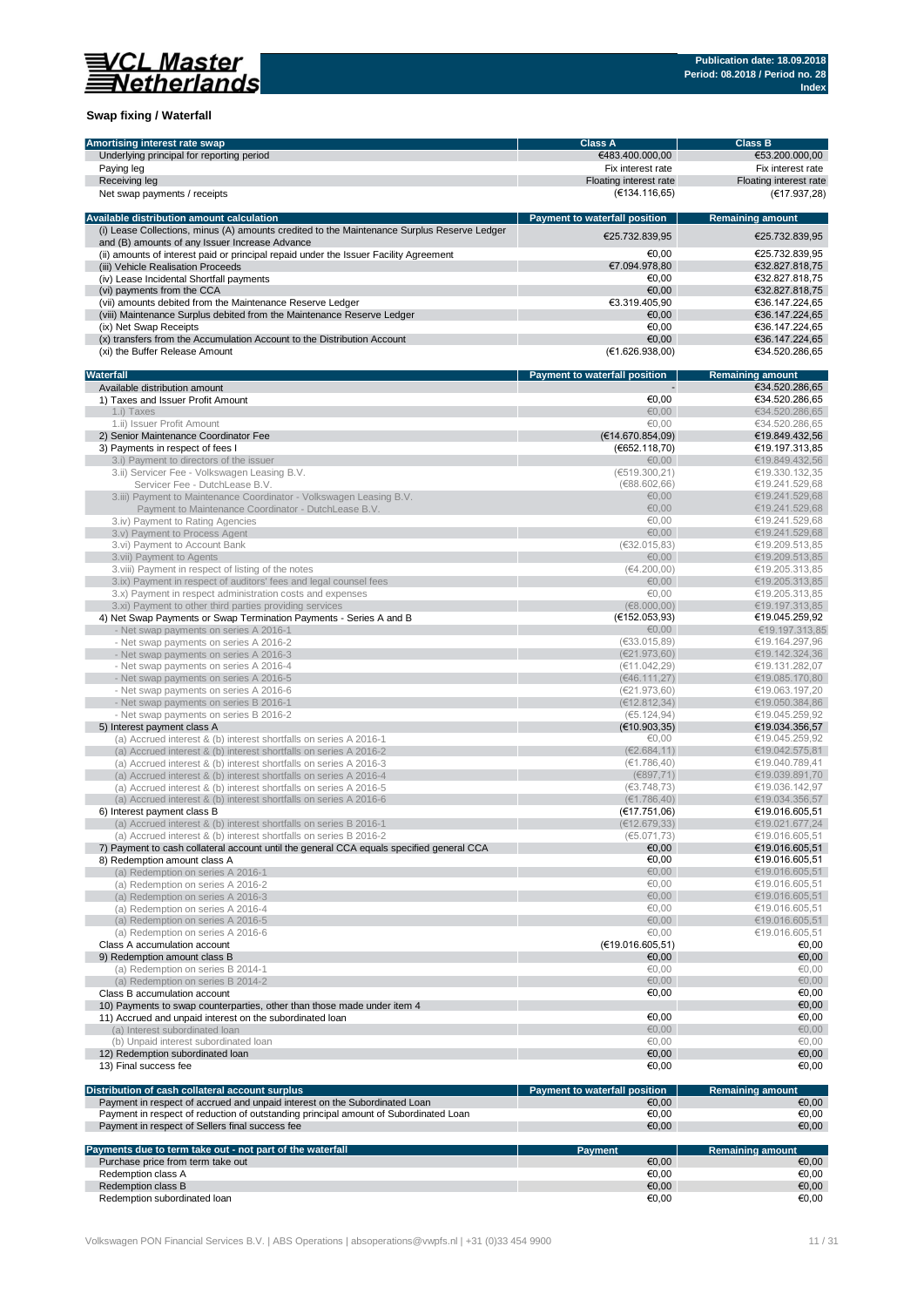**Swap fixing / Waterfall**

| Amortising interest rate swap | Class A | Class B |
|---|---|---|
| Underlying principal for reporting period | €483.400.000,00 | €53.200.000,00 |
| Paying leg | Fix interest rate | Fix interest rate |
| Receiving leg | Floating interest rate | Floating interest rate |
| Net swap payments / receipts | (€134.116,65) | (€17.937,28) |

| Available distribution amount calculation | Payment to waterfall position | Remaining amount |
|---|---|---|
| (i) Lease Collections, minus (A) amounts credited to the Maintenance Surplus Reserve Ledger and (B) amounts of any Issuer Increase Advance | €25.732.839,95 | €25.732.839,95 |
| (ii) amounts of interest paid or principal repaid under the Issuer Facility Agreement | €0,00 | €25.732.839,95 |
| (iii) Vehicle Realisation Proceeds | €7.094.978,80 | €32.827.818,75 |
| (iv) Lease Incidental Shortfall payments | €0,00 | €32.827.818,75 |
| (vi) payments from the CCA | €0,00 | €32.827.818,75 |
| (vii) amounts debited from the Maintenance Reserve Ledger | €3.319.405,90 | €36.147.224,65 |
| (viii) Maintenance Surplus debited from the Maintenance Reserve Ledger | €0,00 | €36.147.224,65 |
| (ix) Net Swap Receipts | €0,00 | €36.147.224,65 |
| (x) transfers from the Accumulation Account to the Distribution Account | €0,00 | €36.147.224,65 |
| (xi) the Buffer Release Amount | (€1.626.938,00) | €34.520.286,65 |

| Waterfall | Payment to waterfall position | Remaining amount |
|---|---|---|
| Available distribution amount | - | €34.520.286,65 |
| 1) Taxes and Issuer Profit Amount | €0,00 | €34.520.286,65 |
| 1.i) Taxes | €0,00 | €34.520.286,65 |
| 1.ii) Issuer Profit Amount | €0,00 | €34.520.286,65 |
| 2) Senior Maintenance Coordinator Fee | (€14.670.854,09) | €19.849.432,56 |
| 3) Payments in respect of fees I | (€652.118,70) | €19.197.313,85 |
| 3.i) Payment to directors of the issuer | €0,00 | €19.849.432,56 |
| 3.ii) Servicer Fee - Volkswagen Leasing B.V. | (€519.300,21) | €19.330.132,35 |
| Servicer Fee - DutchLease B.V. | (€88.602,66) | €19.241.529,68 |
| 3.iii) Payment to Maintenance Coordinator - Volkswagen Leasing B.V. | €0,00 | €19.241.529,68 |
| Payment to Maintenance Coordinator - DutchLease B.V. | €0,00 | €19.241.529,68 |
| 3.iv) Payment to Rating Agencies | €0,00 | €19.241.529,68 |
| 3.v) Payment to Process Agent | €0,00 | €19.241.529,68 |
| 3.vi) Payment to Account Bank | (€32.015,83) | €19.209.513,85 |
| 3.vii) Payment to Agents | €0,00 | €19.209.513,85 |
| 3.viii) Payment in respect of listing of the notes | (€4.200,00) | €19.205.313,85 |
| 3.ix) Payment in respect of auditors' fees and legal counsel fees | €0,00 | €19.205.313,85 |
| 3.x) Payment in respect administration costs and expenses | €0,00 | €19.205.313,85 |
| 3.xi) Payment to other third parties providing services | (€8.000,00) | €19.197.313,85 |
| 4) Net Swap Payments or Swap Termination Payments - Series A and B | (€152.053,93) | €19.045.259,92 |
| - Net swap payments on series A 2016-1 | €0,00 | €19.197.313,85 |
| - Net swap payments on series A 2016-2 | (€33.015,89) | €19.164.297,96 |
| - Net swap payments on series A 2016-3 | (€21.973,60) | €19.142.324,36 |
| - Net swap payments on series A 2016-4 | (€11.042,29) | €19.131.282,07 |
| - Net swap payments on series A 2016-5 | (€46.111,27) | €19.085.170,80 |
| - Net swap payments on series A 2016-6 | (€21.973,60) | €19.063.197,20 |
| - Net swap payments on series B 2016-1 | (€12.812,34) | €19.050.384,86 |
| - Net swap payments on series B 2016-2 | (€5.124,94) | €19.045.259,92 |
| 5) Interest payment class A | (€10.903,35) | €19.034.356,57 |
| (a) Accrued interest & (b) interest shortfalls on series A 2016-1 | €0,00 | €19.045.259,92 |
| (a) Accrued interest & (b) interest shortfalls on series A 2016-2 | (€2.684,11) | €19.042.575,81 |
| (a) Accrued interest & (b) interest shortfalls on series A 2016-3 | (€1.786,40) | €19.040.789,41 |
| (a) Accrued interest & (b) interest shortfalls on series A 2016-4 | (€897,71) | €19.039.891,70 |
| (a) Accrued interest & (b) interest shortfalls on series A 2016-5 | (€3.748,73) | €19.036.142,97 |
| (a) Accrued interest & (b) interest shortfalls on series A 2016-6 | (€1.786,40) | €19.034.356,57 |
| 6) Interest payment class B | (€17.751,06) | €19.016.605,51 |
| (a) Accrued interest & (b) interest shortfalls on series B 2016-1 | (€12.679,33) | €19.021.677,24 |
| (a) Accrued interest & (b) interest shortfalls on series B 2016-2 | (€5.071,73) | €19.016.605,51 |
| 7) Payment to cash collateral account until the general CCA equals specified general CCA | €0,00 | €19.016.605,51 |
| 8) Redemption amount class A | €0,00 | €19.016.605,51 |
| (a) Redemption on series A 2016-1 | €0,00 | €19.016.605,51 |
| (a) Redemption on series A 2016-2 | €0,00 | €19.016.605,51 |
| (a) Redemption on series A 2016-3 | €0,00 | €19.016.605,51 |
| (a) Redemption on series A 2016-4 | €0,00 | €19.016.605,51 |
| (a) Redemption on series A 2016-5 | €0,00 | €19.016.605,51 |
| (a) Redemption on series A 2016-6 | €0,00 | €19.016.605,51 |
| Class A accumulation account | (€19.016.605,51) | €0,00 |
| 9) Redemption amount class B | €0,00 | €0,00 |
| (a) Redemption on series B 2014-1 | €0,00 | €0,00 |
| (a) Redemption on series B 2014-2 | €0,00 | €0,00 |
| Class B accumulation account | €0,00 | €0,00 |
| 10) Payments to swap counterparties, other than those made under item 4 | | €0,00 |
| 11) Accrued and unpaid interest on the subordinated loan | €0,00 | €0,00 |
| (a) Interest subordinated loan | €0,00 | €0,00 |
| (b) Unpaid interest subordinated loan | €0,00 | €0,00 |
| 12) Redemption subordinated loan | €0,00 | €0,00 |
| 13) Final success fee | €0,00 | €0,00 |

| Distribution of cash collateral account surplus | Payment to waterfall position | Remaining amount |
|---|---|---|
| Payment in respect of accrued and unpaid interest on the Subordinated Loan | €0,00 | €0,00 |
| Payment in respect of reduction of outstanding principal amount of Subordinated Loan | €0,00 | €0,00 |
| Payment in respect of Sellers final success fee | €0,00 | €0,00 |

| Payments due to term take out - not part of the waterfall | Payment | Remaining amount |
|---|---|---|
| Purchase price from term take out | €0,00 | €0,00 |
| Redemption class A | €0,00 | €0,00 |
| Redemption class B | €0,00 | €0,00 |
| Redemption subordinated loan | €0,00 | €0,00 |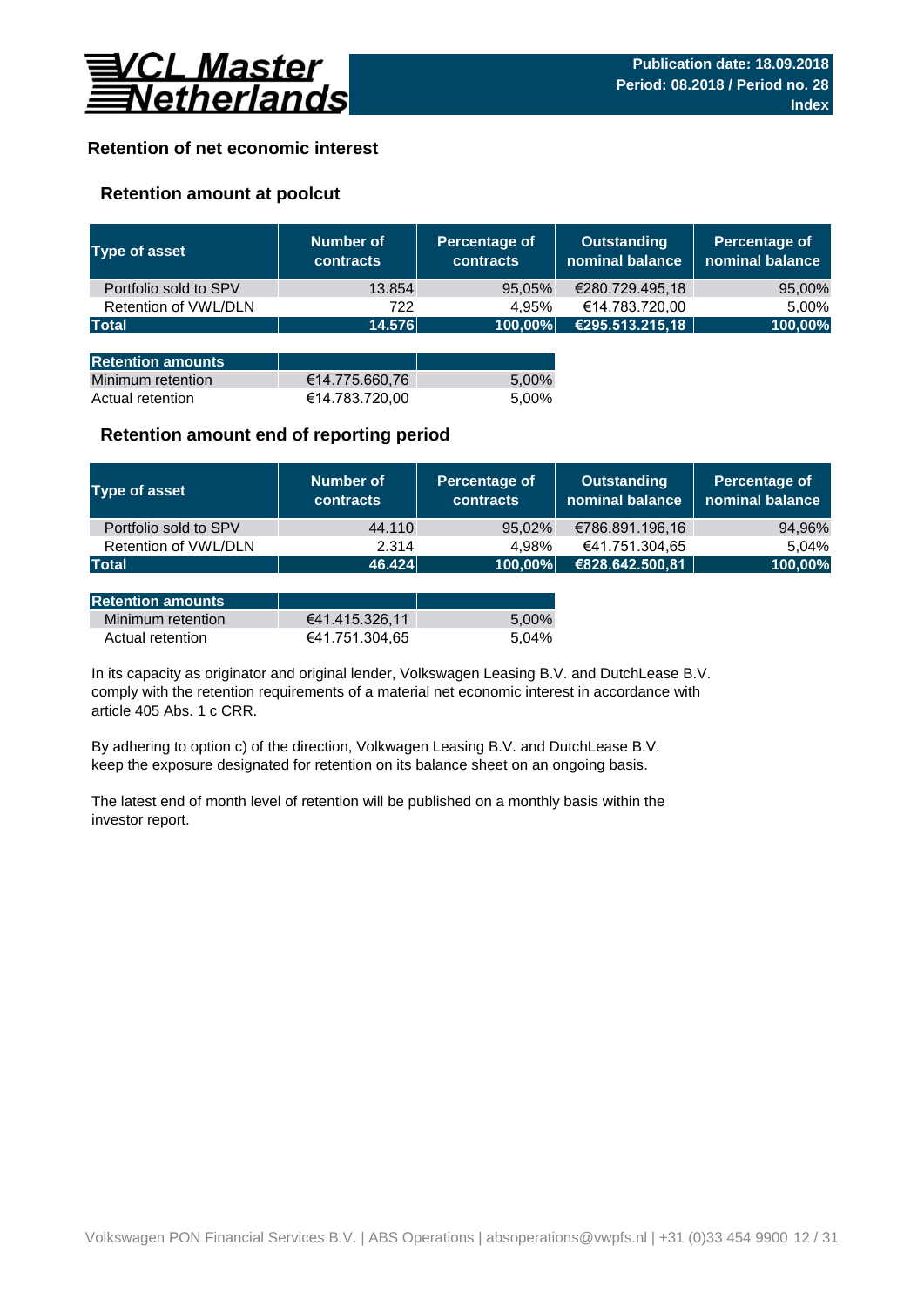# Retention of net economic interest

## Retention amount at poolcut

| Type of asset | Number of contracts | Percentage of contracts | Outstanding nominal balance | Percentage of nominal balance |
|---|---|---|---|---|
| Portfolio sold to SPV | 13.854 | 95,05% | €280.729.495,18 | 95,00% |
| Retention of VWL/DLN | 722 | 4,95% | €14.783.720,00 | 5,00% |
| **Total** | **14.576** | **100,00%** | **€295.513.215,18** | **100,00%** |

| Retention amounts | | |
|---|---|---|
| Minimum retention | €14.775.660,76 | 5,00% |
| Actual retention | €14.783.720,00 | 5,00% |

## Retention amount end of reporting period

| Type of asset | Number of contracts | Percentage of contracts | Outstanding nominal balance | Percentage of nominal balance |
|---|---|---|---|---|
| Portfolio sold to SPV | 44.110 | 95,02% | €786.891.196,16 | 94,96% |
| Retention of VWL/DLN | 2.314 | 4,98% | €41.751.304,65 | 5,04% |
| **Total** | **46.424** | **100,00%** | **€828.642.500,81** | **100,00%** |

| Retention amounts | | |
|---|---|---|
| Minimum retention | €41.415.326,11 | 5,00% |
| Actual retention | €41.751.304,65 | 5,04% |

In its capacity as originator and original lender, Volkswagen Leasing B.V. and DutchLease B.V. comply with the retention requirements of a material net economic interest in accordance with article 405 Abs. 1 c CRR.

By adhering to option c) of the direction, Volkswagen Leasing B.V. and DutchLease B.V. keep the exposure designated for retention on its balance sheet on an ongoing basis.

The latest end of month level of retention will be published on a monthly basis within the investor report.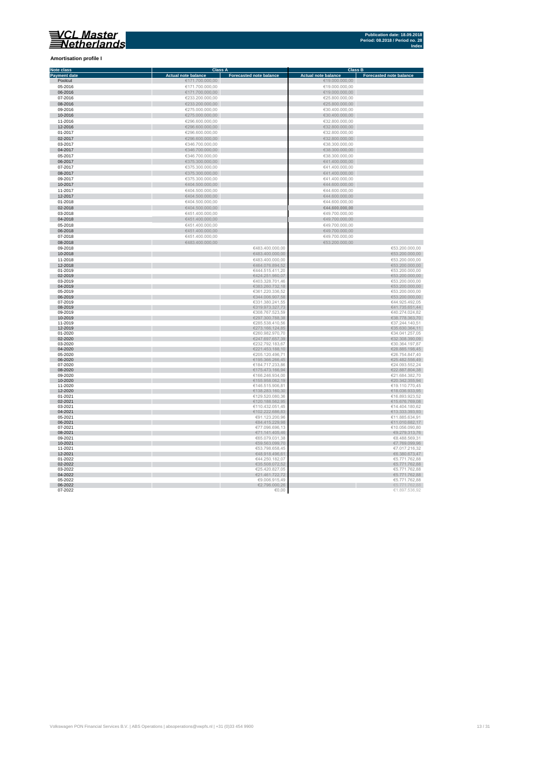## Amortisation profile I

| Note class | Class A | | Class B | |
|---|---|---|---|---|
| Payment date | Actual note balance | Forecasted note balance | Actual note balance | Forecasted note balance |
| Poolcut | €171.700.000,00 | | €19.000.000,00 | |
| 05-2016 | €171.700.000,00 | | €19.000.000,00 | |
| 06-2016 | €171.700.000,00 | | €19.000.000,00 | |
| 07-2016 | €233.200.000,00 | | €25.800.000,00 | |
| 08-2016 | €233.200.000,00 | | €25.800.000,00 | |
| 09-2016 | €275.000.000,00 | | €30.400.000,00 | |
| 10-2016 | €275.000.000,00 | | €30.400.000,00 | |
| 11-2016 | €296.600.000,00 | | €32.800.000,00 | |
| 12-2016 | €296.600.000,00 | | €32.800.000,00 | |
| 01-2017 | €296.600.000,00 | | €32.800.000,00 | |
| 02-2017 | €296.600.000,00 | | €32.800.000,00 | |
| 03-2017 | €346.700.000,00 | | €38.300.000,00 | |
| 04-2017 | €346.700.000,00 | | €38.300.000,00 | |
| 05-2017 | €346.700.000,00 | | €38.300.000,00 | |
| 06-2017 | €375.300.000,00 | | €41.400.000,00 | |
| 07-2017 | €375.300.000,00 | | €41.400.000,00 | |
| 08-2017 | €375.300.000,00 | | €41.400.000,00 | |
| 09-2017 | €375.300.000,00 | | €41.400.000,00 | |
| 10-2017 | €404.500.000,00 | | €44.600.000,00 | |
| 11-2017 | €404.500.000,00 | | €44.600.000,00 | |
| 12-2017 | €404.500.000,00 | | €44.600.000,00 | |
| 01-2018 | €404.500.000,00 | | €44.600.000,00 | |
| 02-2018 | €404.500.000,00 | | €44.600.000,00 | |
| 03-2018 | €451.400.000,00 | | €49.700.000,00 | |
| 04-2018 | €451.400.000,00 | | €49.700.000,00 | |
| 05-2018 | €451.400.000,00 | | €49.700.000,00 | |
| 06-2018 | €451.400.000,00 | | €49.700.000,00 | |
| 07-2018 | €451.400.000,00 | | €49.700.000,00 | |
| 08-2018 | €483.400.000,00 | | €53.200.000,00 | |
| 09-2018 | | €483.400.000,00 | | €53.200.000,00 |
| 10-2018 | | €483.400.000,00 | | €53.200.000,00 |
| 11-2018 | | €483.400.000,00 | | €53.200.000,00 |
| 12-2018 | | €464.076.894,52 | | €53.200.000,00 |
| 01-2019 | | €444.515.411,20 | | €53.200.000,00 |
| 02-2019 | | €424.251.960,07 | | €53.200.000,00 |
| 03-2019 | | €403.328.701,46 | | €53.200.000,00 |
| 04-2019 | | €383.260.732,18 | | €53.200.000,00 |
| 05-2019 | | €361.220.336,52 | | €53.200.000,00 |
| 06-2019 | | €344.006.907,58 | | €53.200.000,00 |
| 07-2019 | | €331.380.241,55 | | €44.925.492,05 |
| 08-2019 | | €319.973.327,73 | | €41.735.651,44 |
| 09-2019 | | €308.767.523,59 | | €40.274.024,82 |
| 10-2019 | | €297.300.788,38 | | €38.778.363,70 |
| 11-2019 | | €285.538.410,56 | | €37.244.140,51 |
| 12-2019 | | €273.166.124,85 | | €35.630.364,11 |
| 01-2020 | | €260.982.970,70 | | €34.041.257,05 |
| 02-2020 | | €247.697.657,39 | | €32.308.390,09 |
| 03-2020 | | €232.792.183,67 | | €30.364.197,87 |
| 04-2020 | | €221.453.188,10 | | €28.885.198,45 |
| 05-2020 | | €205.120.496,71 | | €26.754.847,40 |
| 06-2020 | | €195.366.266,45 | | €25.482.556,49 |
| 07-2020 | | €184.717.233,86 | | €24.093.552,24 |
| 08-2020 | | €175.473.166,94 | | €22.887.804,38 |
| 09-2020 | | €166.246.934,00 | | €21.684.382,70 |
| 10-2020 | | €155.958.062,19 | | €20.342.355,94 |
| 11-2020 | | €146.515.906,81 | | €19.110.770,45 |
| 12-2020 | | €138.283.160,30 | | €18.036.933,95 |
| 01-2021 | | €129.520.080,36 | | €16.893.923,52 |
| 02-2021 | | €120.188.562,95 | | €15.676.769,08 |
| 03-2021 | | €110.432.051,45 | | €14.404.180,62 |
| 04-2021 | | €102.222.686,83 | | €13.333.393,93 |
| 05-2021 | | €91.123.200,96 | | €11.885.634,91 |
| 06-2021 | | €84.415.229,98 | | €11.010.682,17 |
| 07-2021 | | €77.096.696,13 | | €10.056.090,80 |
| 08-2021 | | €71.141.405,46 | | €9.279.313,76 |
| 09-2021 | | €65.079.031,38 | | €8.488.569,31 |
| 10-2021 | | €59.563.099,70 | | €7.769.099,96 |
| 11-2021 | | €53.798.658,45 | | €7.017.216,32 |
| 12-2021 | | €48.918.496,61 | | €6.380.673,47 |
| 01-2022 | | €44.250.182,07 | | €5.771.762,88 |
| 02-2022 | | €35.508.072,52 | | €5.771.762,88 |
| 03-2022 | | €25.420.827,05 | | €5.771.762,88 |
| 04-2022 | | €21.461.722,72 | | €5.771.762,88 |
| 05-2022 | | €9.006.915,49 | | €5.771.762,88 |
| 06-2022 | | €2.796.000,26 | | €5.771.762,88 |
| 07-2022 | | €0,00 | | €1.897.536,92 |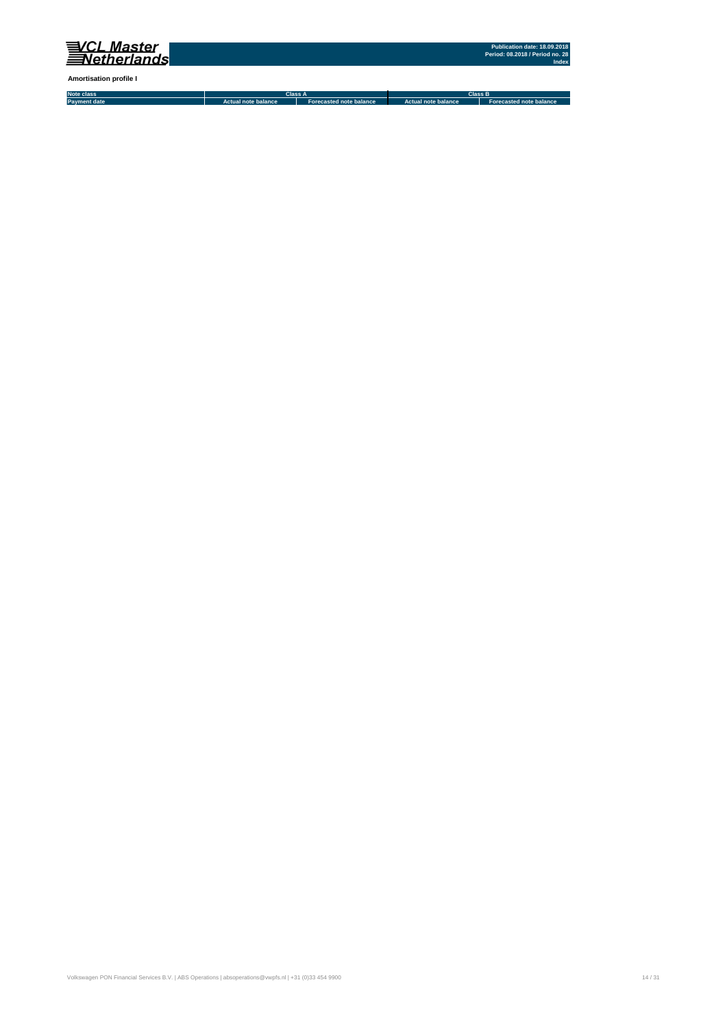**Amortisation profile I**

| Note class | Class A | | Class B | |
|---|---|---|---|---|
| Payment date | Actual note balance | Forecasted note balance | Actual note balance | Forecasted note balance |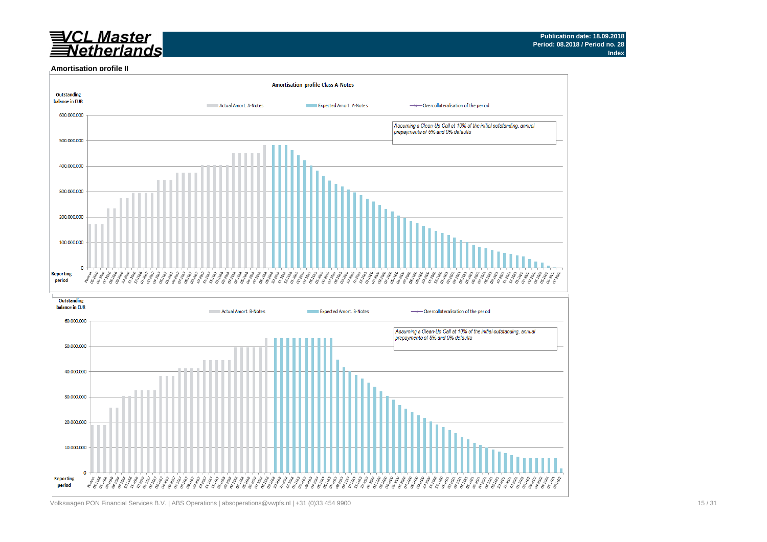**Publication date: 18.09.2018**
**Period: 08.2018 / Period no. 28**
**Index**

## Amortisation profile II

**Amortisation profile Class A-Notes**

Outstanding balance in EUR

Actual Amort. A-Notes — Expected Amort. A-Notes — Overcollateralisation of the period

*Assuming a Clean-Up Call at 10% of the initial outstanding, annual prepayments of 5% and 0% defaults*

Reporting period

Outstanding balance in EUR

Actual Amort. B-Notes — Expected Amort. B-Notes — Overcollateralisation of the period

*Assuming a Clean-Up Call at 10% of the initial outstanding, annual prepayments of 5% and 0% defaults*

Reporting period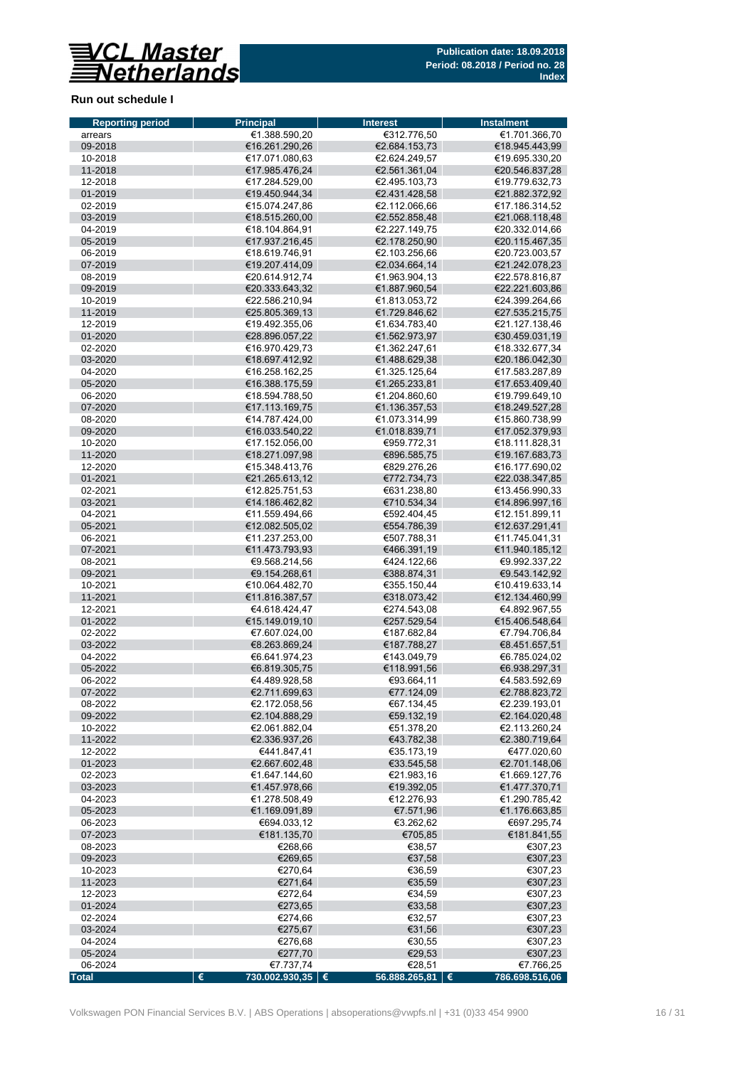Publication date: 18.09.2018
Period: 08.2018 / Period no. 28
Index

## Run out schedule I

| Reporting period | Principal | Interest | Instalment |
|---|---|---|---|
| arrears | €1.388.590,20 | €312.776,50 | €1.701.366,70 |
| 09-2018 | €16.261.290,26 | €2.684.153,73 | €18.945.443,99 |
| 10-2018 | €17.071.080,63 | €2.624.249,57 | €19.695.330,20 |
| 11-2018 | €17.985.476,24 | €2.561.361,04 | €20.546.837,28 |
| 12-2018 | €17.284.529,00 | €2.495.103,73 | €19.779.632,73 |
| 01-2019 | €19.450.944,34 | €2.431.428,58 | €21.882.372,92 |
| 02-2019 | €15.074.247,86 | €2.112.066,66 | €17.186.314,52 |
| 03-2019 | €18.515.260,00 | €2.552.858,48 | €21.068.118,48 |
| 04-2019 | €18.104.864,91 | €2.227.149,75 | €20.332.014,66 |
| 05-2019 | €17.937.216,45 | €2.178.250,90 | €20.115.467,35 |
| 06-2019 | €18.619.746,91 | €2.103.256,66 | €20.723.003,57 |
| 07-2019 | €19.207.414,09 | €2.034.664,14 | €21.242.078,23 |
| 08-2019 | €20.614.912,74 | €1.963.904,13 | €22.578.816,87 |
| 09-2019 | €20.333.643,32 | €1.887.960,54 | €22.221.603,86 |
| 10-2019 | €22.586.210,94 | €1.813.053,72 | €24.399.264,66 |
| 11-2019 | €25.805.369,13 | €1.729.846,62 | €27.535.215,75 |
| 12-2019 | €19.492.355,06 | €1.634.783,40 | €21.127.138,46 |
| 01-2020 | €28.896.057,22 | €1.562.973,97 | €30.459.031,19 |
| 02-2020 | €16.970.429,73 | €1.362.247,61 | €18.332.677,34 |
| 03-2020 | €18.697.412,92 | €1.488.629,38 | €20.186.042,30 |
| 04-2020 | €16.258.162,25 | €1.325.125,64 | €17.583.287,89 |
| 05-2020 | €16.388.175,59 | €1.265.233,81 | €17.653.409,40 |
| 06-2020 | €18.594.788,50 | €1.204.860,60 | €19.799.649,10 |
| 07-2020 | €17.113.169,75 | €1.136.357,53 | €18.249.527,28 |
| 08-2020 | €14.787.424,00 | €1.073.314,99 | €15.860.738,99 |
| 09-2020 | €16.033.540,22 | €1.018.839,71 | €17.052.379,93 |
| 10-2020 | €17.152.056,00 | €959.772,31 | €18.111.828,31 |
| 11-2020 | €18.271.097,98 | €896.585,75 | €19.167.683,73 |
| 12-2020 | €15.348.413,76 | €829.276,26 | €16.177.690,02 |
| 01-2021 | €21.265.613,12 | €772.734,73 | €22.038.347,85 |
| 02-2021 | €12.825.751,53 | €631.238,80 | €13.456.990,33 |
| 03-2021 | €14.186.462,82 | €710.534,34 | €14.896.997,16 |
| 04-2021 | €11.559.494,66 | €592.404,45 | €12.151.899,11 |
| 05-2021 | €12.082.505,02 | €554.786,39 | €12.637.291,41 |
| 06-2021 | €11.237.253,00 | €507.788,31 | €11.745.041,31 |
| 07-2021 | €11.473.793,93 | €466.391,19 | €11.940.185,12 |
| 08-2021 | €9.568.214,56 | €424.122,66 | €9.992.337,22 |
| 09-2021 | €9.154.268,61 | €388.874,31 | €9.543.142,92 |
| 10-2021 | €10.064.482,70 | €355.150,44 | €10.419.633,14 |
| 11-2021 | €11.816.387,57 | €318.073,42 | €12.134.460,99 |
| 12-2021 | €4.618.424,47 | €274.543,08 | €4.892.967,55 |
| 01-2022 | €15.149.019,10 | €257.529,54 | €15.406.548,64 |
| 02-2022 | €7.607.024,00 | €187.682,84 | €7.794.706,84 |
| 03-2022 | €8.263.869,24 | €187.788,27 | €8.451.657,51 |
| 04-2022 | €6.641.974,23 | €143.049,79 | €6.785.024,02 |
| 05-2022 | €6.819.305,75 | €118.991,56 | €6.938.297,31 |
| 06-2022 | €4.489.928,58 | €93.664,11 | €4.583.592,69 |
| 07-2022 | €2.711.699,63 | €77.124,09 | €2.788.823,72 |
| 08-2022 | €2.172.058,56 | €67.134,45 | €2.239.193,01 |
| 09-2022 | €2.104.888,29 | €59.132,19 | €2.164.020,48 |
| 10-2022 | €2.061.882,04 | €51.378,20 | €2.113.260,24 |
| 11-2022 | €2.336.937,26 | €43.782,38 | €2.380.719,64 |
| 12-2022 | €441.847,41 | €35.173,19 | €477.020,60 |
| 01-2023 | €2.667.602,48 | €33.545,58 | €2.701.148,06 |
| 02-2023 | €1.647.144,60 | €21.983,16 | €1.669.127,76 |
| 03-2023 | €1.457.978,66 | €19.392,05 | €1.477.370,71 |
| 04-2023 | €1.278.508,49 | €12.276,93 | €1.290.785,42 |
| 05-2023 | €1.169.091,89 | €7.571,96 | €1.176.663,85 |
| 06-2023 | €694.033,12 | €3.262,62 | €697.295,74 |
| 07-2023 | €181.135,70 | €705,85 | €181.841,55 |
| 08-2023 | €268,66 | €38,57 | €307,23 |
| 09-2023 | €269,65 | €37,58 | €307,23 |
| 10-2023 | €270,64 | €36,59 | €307,23 |
| 11-2023 | €271,64 | €35,59 | €307,23 |
| 12-2023 | €272,64 | €34,59 | €307,23 |
| 01-2024 | €273,65 | €33,58 | €307,23 |
| 02-2024 | €274,66 | €32,57 | €307,23 |
| 03-2024 | €275,67 | €31,56 | €307,23 |
| 04-2024 | €276,68 | €30,55 | €307,23 |
| 05-2024 | €277,70 | €29,53 | €307,23 |
| 06-2024 | €7.737,74 | €28,51 | €7.766,25 |
| **Total** | **€ 730.002.930,35** | **€ 56.888.265,81** | **€ 786.698.516,06** |

Volkswagen PON Financial Services B.V. | ABS Operations | absoperations@vwpfs.nl | +31 (0)33 454 9900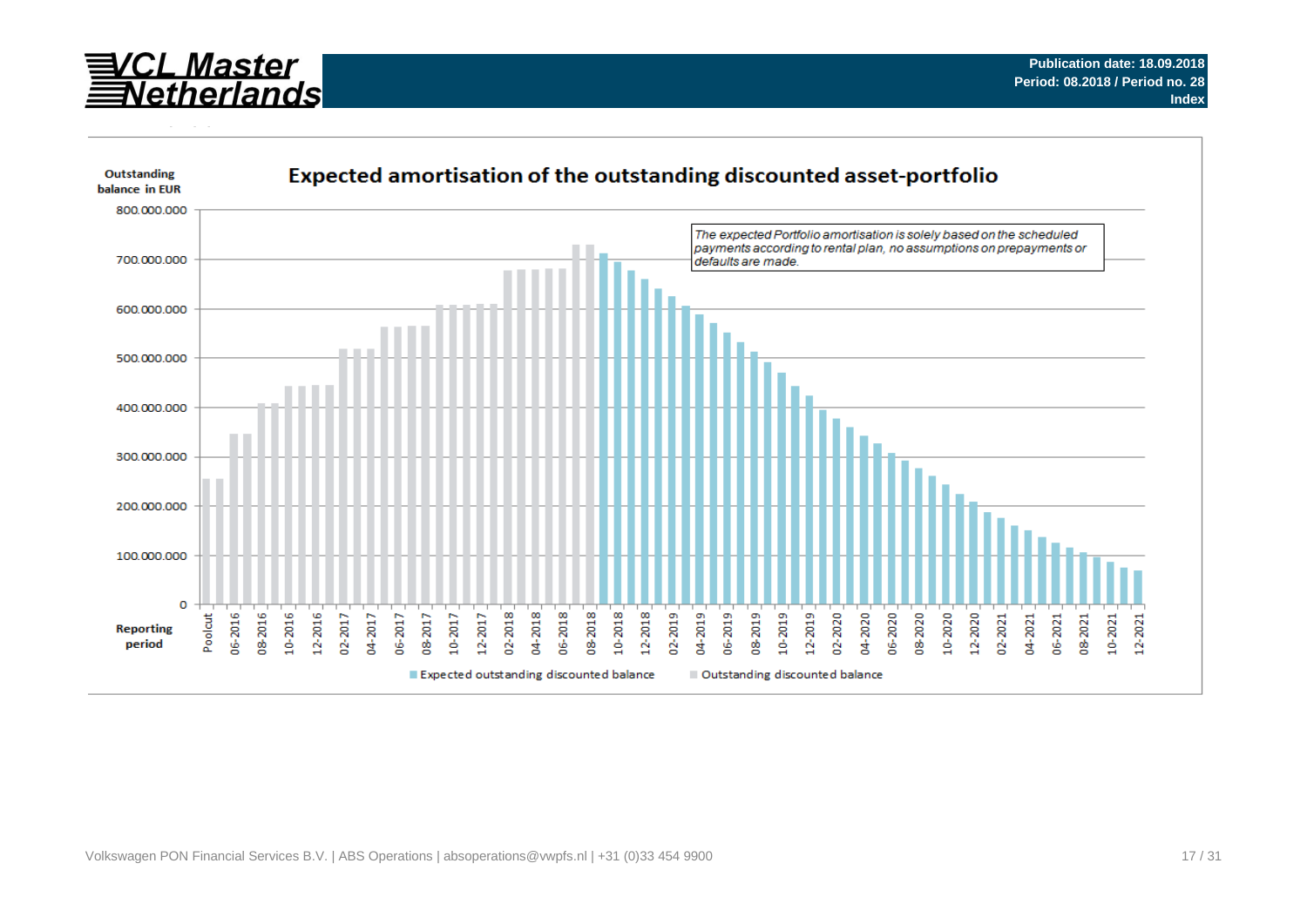# Expected amortisation of the outstanding discounted asset-portfolio

Outstanding balance in EUR

*The expected Portfolio amortisation is solely based on the scheduled payments according to rental plan, no assumptions on prepayments or defaults are made.*

Reporting period

Expected outstanding discounted balance | Outstanding discounted balance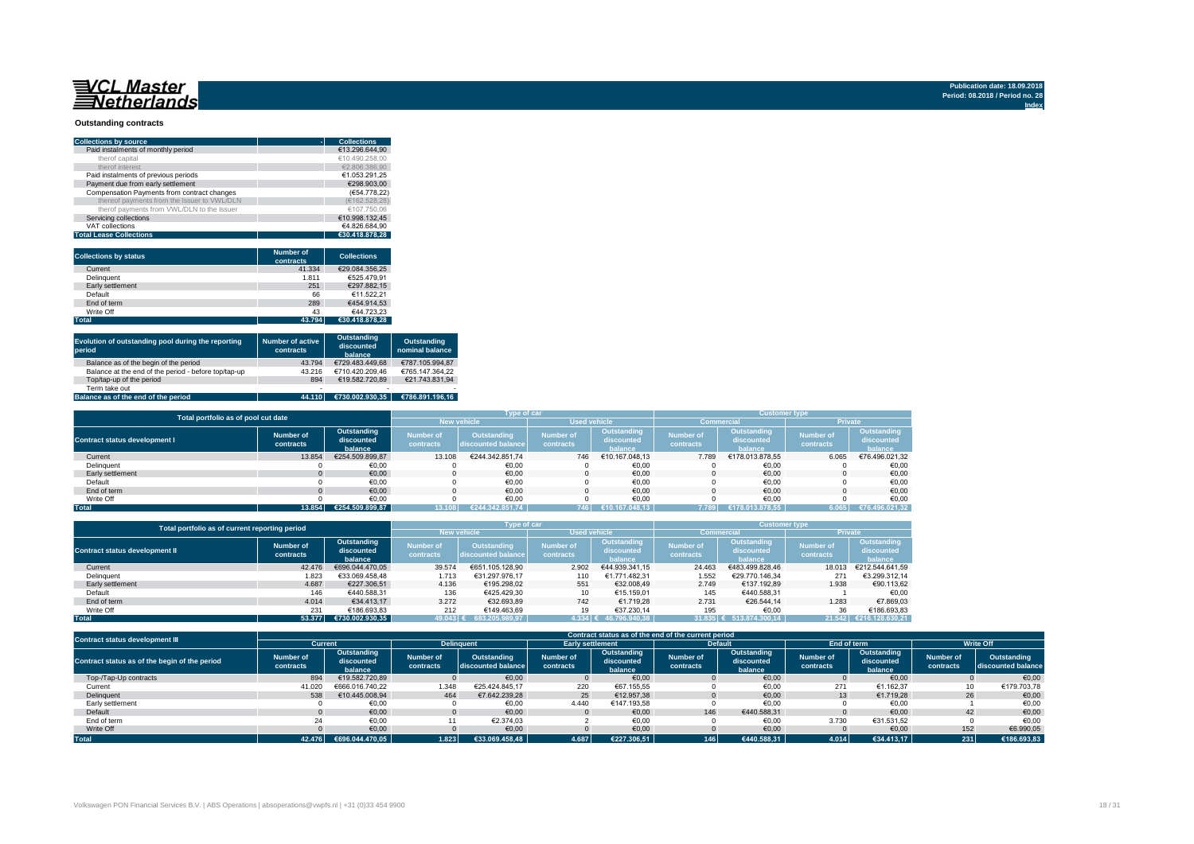VCL Master Netherlands

Publication date: 18.09.2018
Period: 08.2018 / Period no. 28
Index

## Outstanding contracts

| Collections by source | Collections |
|---|---|
| Paid instalments of monthly period | €13.296.644,90 |
| therof capital | €10.490.258,00 |
| therof interest | €2.806.386,90 |
| Paid instalments of previous periods | €1.053.291,25 |
| Payment due from early settlement | €298.903,00 |
| Compensation Payments from contract changes | (€54.778,22) |
| thereof payments from the Issuer to VWL/DLN | (€162.528,28) |
| therof payments from VWL/DLN to the Issuer | €107.750,06 |
| Servicing collections | €10.998.132,45 |
| VAT collections | €4.826.684,90 |
| **Total Lease Collections** | **€30.418.878,28** |

| Collections by status | Number of contracts | Collections |
|---|---|---|
| Current | 41.334 | €29.084.356,25 |
| Delinquent | 1.811 | €525.479,91 |
| Early settlement | 251 | €297.882,15 |
| Default | 66 | €11.522,21 |
| End of term | 289 | €454.914,53 |
| Write Off | 43 | €44.723,23 |
| **Total** | **43.794** | **€30.418.878,28** |

| Evolution of outstanding pool during the reporting period | Number of active contracts | Outstanding discounted balance | Outstanding nominal balance |
|---|---|---|---|
| Balance as of the begin of the period | 43.794 | €729.483.449,68 | €787.105.994,87 |
| Balance at the end of the period - before top/tap-up | 43.216 | €710.420.209,46 | €765.147.364,22 |
| Top/tap-up of the period | 894 | €19.582.720,89 | €21.743.831,94 |
| Term take out | - | - | - |
| **Balance as of the end of the period** | **44.110** | **€730.002.930,35** | **€786.891.196,16** |

| Total portfolio as of pool cut date | | | Type of car | | | | Customer type | | | |
|---|---|---|---|---|---|---|---|---|---|---|
| | | | New vehicle | | Used vehicle | | Commercial | | Private | |
| Contract status development I | Number of contracts | Outstanding discounted balance | Number of contracts | Outstanding discounted balance | Number of contracts | Outstanding discounted balance | Number of contracts | Outstanding discounted balance | Number of contracts | Outstanding discounted balance |
| Current | 13.854 | €254.509.899,87 | 13.108 | €244.342.851,74 | 746 | €10.167.048,13 | 7.789 | €178.013.878,55 | 6.065 | €76.496.021,32 |
| Delinquent | 0 | €0,00 | 0 | €0,00 | 0 | €0,00 | 0 | €0,00 | 0 | €0,00 |
| Early settlement | 0 | €0,00 | 0 | €0,00 | 0 | €0,00 | 0 | €0,00 | 0 | €0,00 |
| Default | 0 | €0,00 | 0 | €0,00 | 0 | €0,00 | 0 | €0,00 | 0 | €0,00 |
| End of term | 0 | €0,00 | 0 | €0,00 | 0 | €0,00 | 0 | €0,00 | 0 | €0,00 |
| Write Off | 0 | €0,00 | 0 | €0,00 | 0 | €0,00 | 0 | €0,00 | 0 | €0,00 |
| **Total** | **13.854** | **€254.509.899,87** | **13.108** | **€244.342.851,74** | **746** | **€10.167.048,13** | **7.789** | **€178.013.878,55** | **6.065** | **€76.496.021,32** |

| Total portfolio as of current reporting period | | | Type of car | | | | Customer type | | | |
|---|---|---|---|---|---|---|---|---|---|---|
| | | | New vehicle | | Used vehicle | | Commercial | | Private | |
| Contract status development II | Number of contracts | Outstanding discounted balance | Number of contracts | Outstanding discounted balance | Number of contracts | Outstanding discounted balance | Number of contracts | Outstanding discounted balance | Number of contracts | Outstanding discounted balance |
| Current | 42.476 | €696.044.470,05 | 39.574 | €651.105.128,90 | 2.902 | €44.939.341,15 | 24.463 | €483.499.828,46 | 18.013 | €212.544.641,59 |
| Delinquent | 1.823 | €33.069.458,48 | 1.713 | €31.297.976,17 | 110 | €1.771.482,31 | 1.552 | €29.770.146,34 | 271 | €3.299.312,14 |
| Early settlement | 4.687 | €227.306,51 | 4.136 | €195.298,02 | 551 | €32.008,49 | 2.749 | €137.192,89 | 1.938 | €90.113,62 |
| Default | 146 | €440.588,31 | 136 | €425.429,30 | 10 | €15.159,01 | 145 | €440.588,31 | 1 | €0,00 |
| End of term | 4.014 | €34.413,17 | 3.272 | €32.693,89 | 742 | €1.719,28 | 2.731 | €26.544,14 | 1.283 | €7.869,03 |
| Write Off | 231 | €186.693,83 | 212 | €149.463,69 | 19 | €37.230,14 | 195 | €0,00 | 36 | €186.693,83 |
| **Total** | **53.377** | **€730.002.930,35** | **49.043** | **€ 683.205.989,97** | **4.334** | **€ 46.796.940,38** | **31.835** | **€ 513.874.300,14** | **21.542** | **€216.128.630,21** |

| Contract status development III | Contract status as of the end of the current period | | | | | | | | | | | |
|---|---|---|---|---|---|---|---|---|---|---|---|---|
| | Current | | Delinquent | | Early settlement | | Default | | End of term | | Write Off | |
| Contract status as of the begin of the period | Number of contracts | Outstanding discounted balance | Number of contracts | Outstanding discounted balance | Number of contracts | Outstanding discounted balance | Number of contracts | Outstanding discounted balance | Number of contracts | Outstanding discounted balance | Number of contracts | Outstanding discounted balance |
| Top-/Tap-Up contracts | 894 | €19.582.720,89 | 0 | €0,00 | 0 | €0,00 | 0 | €0,00 | 0 | €0,00 | 0 | €0,00 |
| Current | 41.020 | €666.016.740,22 | 1.348 | €25.424.845,17 | 220 | €67.155,55 | 0 | €0,00 | 271 | €1.162,37 | 10 | €179.703,78 |
| Delinquent | 538 | €10.445.008,94 | 464 | €7.642.239,28 | 25 | €12.957,38 | 0 | €0,00 | 13 | €1.719,28 | 26 | €0,00 |
| Early settlement | 0 | €0,00 | 0 | €0,00 | 4.440 | €147.193,58 | 0 | €0,00 | 0 | €0,00 | 1 | €0,00 |
| Default | 0 | €0,00 | 0 | €0,00 | 0 | €0,00 | 146 | €440.588,31 | 0 | €0,00 | 42 | €0,00 |
| End of term | 24 | €0,00 | 11 | €2.374,03 | 2 | €0,00 | 0 | €0,00 | 3.730 | €31.531,52 | 0 | €0,00 |
| Write Off | 0 | €0,00 | 0 | €0,00 | 0 | €0,00 | 0 | €0,00 | 0 | €0,00 | 152 | €6.990,05 |
| **Total** | **42.476** | **€696.044.470,05** | **1.823** | **€33.069.458,48** | **4.687** | **€227.306,51** | **146** | **€440.588,31** | **4.014** | **€34.413,17** | **231** | **€186.693,83** |

Volkswagen PON Financial Services B.V. | ABS Operations | absoperations@vwpfs.nl | +31 (0)33 454 9900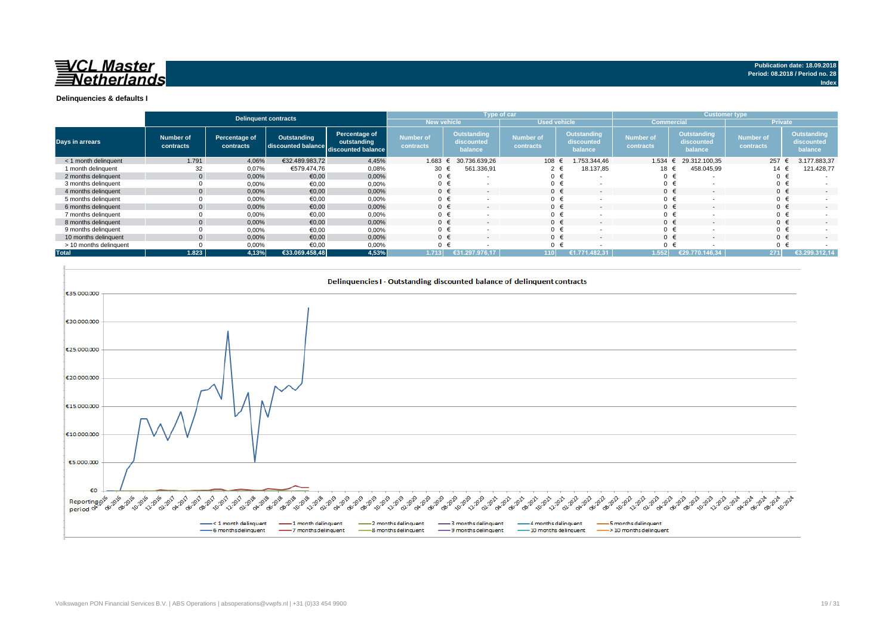VCL Master Netherlands

Publication date: 18.09.2018
Period: 08.2018 / Period no. 28
Index

## Delinquencies & defaults I

| Days in arrears | Delinquent contracts | | | | Type of car | | | | Customer type | | | |
|---|---|---|---|---|---|---|---|---|---|---|---|---|
| | | | | | New vehicle | | Used vehicle | | Commercial | | Private | |
| | Number of contracts | Percentage of contracts | Outstanding discounted balance | Percentage of outstanding discounted balance | Number of contracts | Outstanding discounted balance | Number of contracts | Outstanding discounted balance | Number of contracts | Outstanding discounted balance | Number of contracts | Outstanding discounted balance |
| < 1 month delinquent | 1.791 | 4,06% | €32.489.983,72 | 4,45% | 1.683 | € 30.736.639,26 | 108 | € 1.753.344,46 | 1.534 | € 29.312.100,35 | 257 | € 3.177.883,37 |
| 1 month delinquent | 32 | 0,07% | €579.474,76 | 0,08% | 30 | € 561.336,91 | 2 | € 18.137,85 | 18 | € 458.045,99 | 14 | € 121.428,77 |
| 2 months delinquent | 0 | 0,00% | €0,00 | 0,00% | 0 | € - | 0 | € - | 0 | € - | 0 | € - |
| 3 months delinquent | 0 | 0,00% | €0,00 | 0,00% | 0 | € - | 0 | € - | 0 | € - | 0 | € - |
| 4 months delinquent | 0 | 0,00% | €0,00 | 0,00% | 0 | € - | 0 | € - | 0 | € - | 0 | € - |
| 5 months delinquent | 0 | 0,00% | €0,00 | 0,00% | 0 | € - | 0 | € - | 0 | € - | 0 | € - |
| 6 months delinquent | 0 | 0,00% | €0,00 | 0,00% | 0 | € - | 0 | € - | 0 | € - | 0 | € - |
| 7 months delinquent | 0 | 0,00% | €0,00 | 0,00% | 0 | € - | 0 | € - | 0 | € - | 0 | € - |
| 8 months delinquent | 0 | 0,00% | €0,00 | 0,00% | 0 | € - | 0 | € - | 0 | € - | 0 | € - |
| 9 months delinquent | 0 | 0,00% | €0,00 | 0,00% | 0 | € - | 0 | € - | 0 | € - | 0 | € - |
| 10 months delinquent | 0 | 0,00% | €0,00 | 0,00% | 0 | € - | 0 | € - | 0 | € - | 0 | € - |
| > 10 months delinquent | 0 | 0,00% | €0,00 | 0,00% | 0 | € - | 0 | € - | 0 | € - | 0 | € - |
| **Total** | **1.823** | **4,13%** | **€33.069.458,48** | **4,53%** | **1.713** | **€31.297.976,17** | **110** | **€1.771.482,31** | **1.552** | **€29.770.146,34** | **271** | **€3.299.312,14** |

### Delinquencies I - Outstanding discounted balance of delinquent contracts

Legend: < 1 month delinquent, 1 month delinquent, 2 months delinquent, 3 months delinquent, 4 months delinquent, 5 months delinquent, 6 months delinquent, 7 months delinquent, 8 months delinquent, 9 months delinquent, 10 months delinquent, > 10 months delinquent

Y-axis: €0 – €35.000.000; X-axis: Reporting period 04-2016 – 10-2024

Volkswagen PON Financial Services B.V. | ABS Operations | absoperations@vwpfs.nl | +31 (0)33 454 9900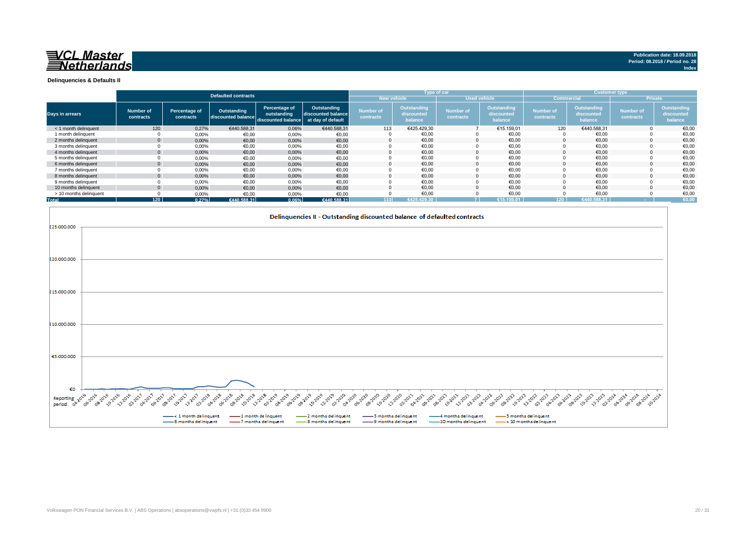VCL Master Netherlands

Publication date: 18.09.2018
Period: 08.2018 / Period no. 28
Index

### Delinquencies & Defaults II

| Days in arrears | Defaulted contracts | | | | | Type of car | | | | Customer type | | | |
|---|---|---|---|---|---|---|---|---|---|---|---|---|---|
| | | | | | | New vehicle | | Used vehicle | | Commercial | | Private | |
| | Number of contracts | Percentage of contracts | Outstanding discounted balance | Percentage of outstanding discounted balance | Outstanding discounted balance at day of default | Number of contracts | Outstanding discounted balance | Number of contracts | Outstanding discounted balance | Number of contracts | Outstanding discounted balance | Number of contracts | Outstanding discounted balance |
| < 1 month delinquent | 120 | 0,27% | €440.588,31 | 0,06% | €440.588,31 | 113 | €425.429,30 | 7 | €15.159,01 | 120 | €440.588,31 | 0 | €0,00 |
| 1 month delinquent | 0 | 0,00% | €0,00 | 0,00% | €0,00 | 0 | €0,00 | 0 | €0,00 | 0 | €0,00 | 0 | €0,00 |
| 2 months delinquent | 0 | 0,00% | €0,00 | 0,00% | €0,00 | 0 | €0,00 | 0 | €0,00 | 0 | €0,00 | 0 | €0,00 |
| 3 months delinquent | 0 | 0,00% | €0,00 | 0,00% | €0,00 | 0 | €0,00 | 0 | €0,00 | 0 | €0,00 | 0 | €0,00 |
| 4 months delinquent | 0 | 0,00% | €0,00 | 0,00% | €0,00 | 0 | €0,00 | 0 | €0,00 | 0 | €0,00 | 0 | €0,00 |
| 5 months delinquent | 0 | 0,00% | €0,00 | 0,00% | €0,00 | 0 | €0,00 | 0 | €0,00 | 0 | €0,00 | 0 | €0,00 |
| 6 months delinquent | 0 | 0,00% | €0,00 | 0,00% | €0,00 | 0 | €0,00 | 0 | €0,00 | 0 | €0,00 | 0 | €0,00 |
| 7 months delinquent | 0 | 0,00% | €0,00 | 0,00% | €0,00 | 0 | €0,00 | 0 | €0,00 | 0 | €0,00 | 0 | €0,00 |
| 8 months delinquent | 0 | 0,00% | €0,00 | 0,00% | €0,00 | 0 | €0,00 | 0 | €0,00 | 0 | €0,00 | 0 | €0,00 |
| 9 months delinquent | 0 | 0,00% | €0,00 | 0,00% | €0,00 | 0 | €0,00 | 0 | €0,00 | 0 | €0,00 | 0 | €0,00 |
| 10 months delinquent | 0 | 0,00% | €0,00 | 0,00% | €0,00 | 0 | €0,00 | 0 | €0,00 | 0 | €0,00 | 0 | €0,00 |
| > 10 months delinquent | 0 | 0,00% | €0,00 | 0,00% | €0,00 | 0 | €0,00 | 0 | €0,00 | 0 | €0,00 | 0 | €0,00 |
| Total | 120 | 0,27% | €440.588,31 | 0,06% | €440.588,31 | 113 | €425.429,30 | 7 | €15.159,01 | 120 | €440.588,31 | - | €0,00 |

Delinquencies II - Outstanding discounted balance of defaulted contracts

Volkswagen PON Financial Services B.V. | ABS Operations | absoperations@vwpfs.nl | +31 (0)33 454 9900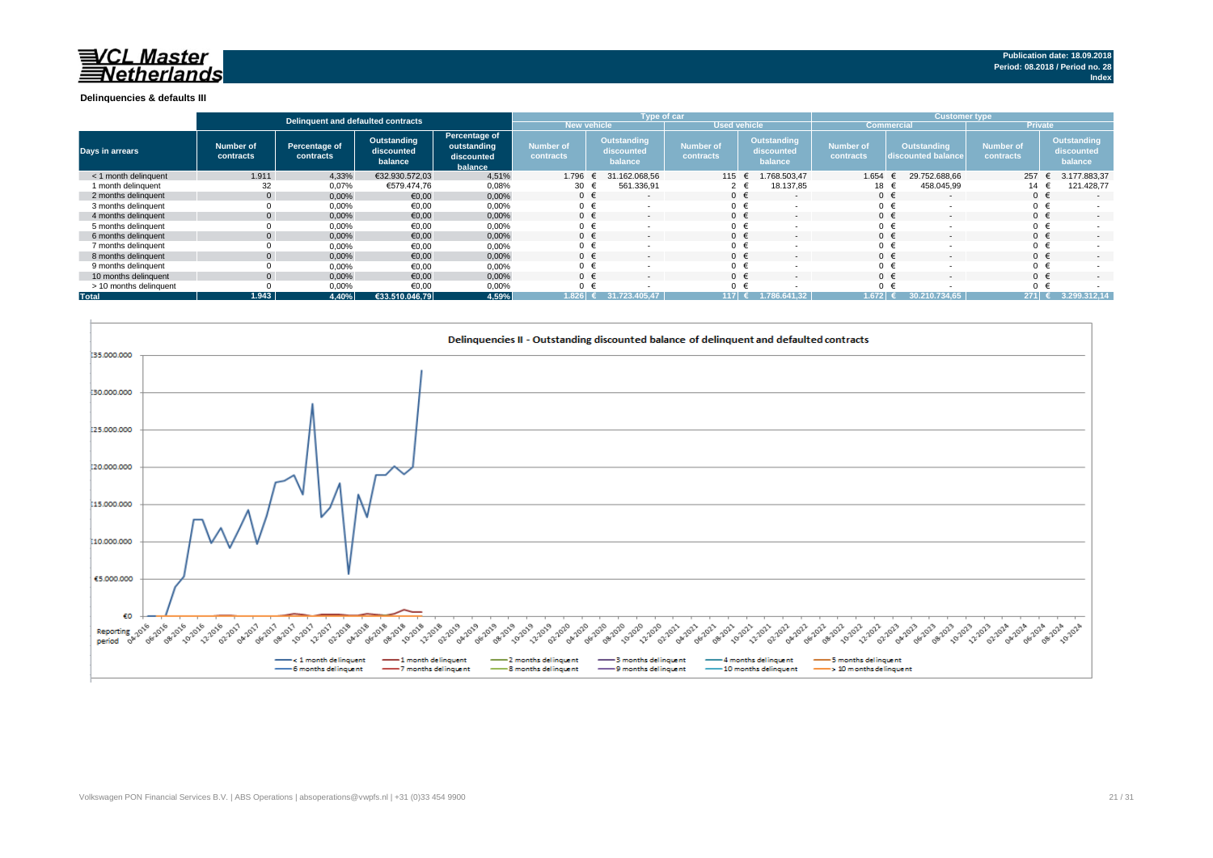**VCL Master Netherlands**

Publication date: 18.09.2018
Period: 08.2018 / Period no. 28
Index

**Delinquencies & defaults III**

| Days in arrears | Delinquent and defaulted contracts | | | | Type of car | | | | Customer type | | | |
|---|---|---|---|---|---|---|---|---|---|---|---|---|
| | | | | | New vehicle | | Used vehicle | | Commercial | | Private | |
| | Number of contracts | Percentage of contracts | Outstanding discounted balance | Percentage of outstanding discounted balance | Number of contracts | Outstanding discounted balance | Number of contracts | Outstanding discounted balance | Number of contracts | Outstanding discounted balance | Number of contracts | Outstanding discounted balance |
| < 1 month delinquent | 1.911 | 4,33% | €32.930.572,03 | 4,51% | 1.796 | € 31.162.068,56 | 115 | € 1.768.503,47 | 1.654 | € 29.752.688,66 | 257 | € 3.177.883,37 |
| 1 month delinquent | 32 | 0,07% | €579.474,76 | 0,08% | 30 | € 561.336,91 | 2 | € 18.137,85 | 18 | € 458.045,99 | 14 | € 121.428,77 |
| 2 months delinquent | 0 | 0,00% | €0,00 | 0,00% | 0 | € - | 0 | € - | 0 | € - | 0 | € - |
| 3 months delinquent | 0 | 0,00% | €0,00 | 0,00% | 0 | € - | 0 | € - | 0 | € - | 0 | € - |
| 4 months delinquent | 0 | 0,00% | €0,00 | 0,00% | 0 | € - | 0 | € - | 0 | € - | 0 | € - |
| 5 months delinquent | 0 | 0,00% | €0,00 | 0,00% | 0 | € - | 0 | € - | 0 | € - | 0 | € - |
| 6 months delinquent | 0 | 0,00% | €0,00 | 0,00% | 0 | € - | 0 | € - | 0 | € - | 0 | € - |
| 7 months delinquent | 0 | 0,00% | €0,00 | 0,00% | 0 | € - | 0 | € - | 0 | € - | 0 | € - |
| 8 months delinquent | 0 | 0,00% | €0,00 | 0,00% | 0 | € - | 0 | € - | 0 | € - | 0 | € - |
| 9 months delinquent | 0 | 0,00% | €0,00 | 0,00% | 0 | € - | 0 | € - | 0 | € - | 0 | € - |
| 10 months delinquent | 0 | 0,00% | €0,00 | 0,00% | 0 | € - | 0 | € - | 0 | € - | 0 | € - |
| > 10 months delinquent | 0 | 0,00% | €0,00 | 0,00% | 0 | € - | 0 | € - | 0 | € - | 0 | € - |
| **Total** | **1.943** | **4,40%** | **€33.510.046,79** | **4,59%** | **1.826** | **€ 31.723.405,47** | **117** | **€ 1.786.641,32** | **1.672** | **€ 30.210.734,65** | **271** | **€ 3.299.312,14** |

**Delinquencies II - Outstanding discounted balance of delinquent and defaulted contracts**

Legend: < 1 month delinquent; 1 month delinquent; 2 months delinquent; 3 months delinquent; 4 months delinquent; 5 months delinquent; 6 months delinquent; 7 months delinquent; 8 months delinquent; 9 months delinquent; 10 months delinquent; > 10 months delinquent

Reporting period: 04-2016 to 10-2024

Volkswagen PON Financial Services B.V. | ABS Operations | absoperations@vwpfs.nl | +31 (0)33 454 9900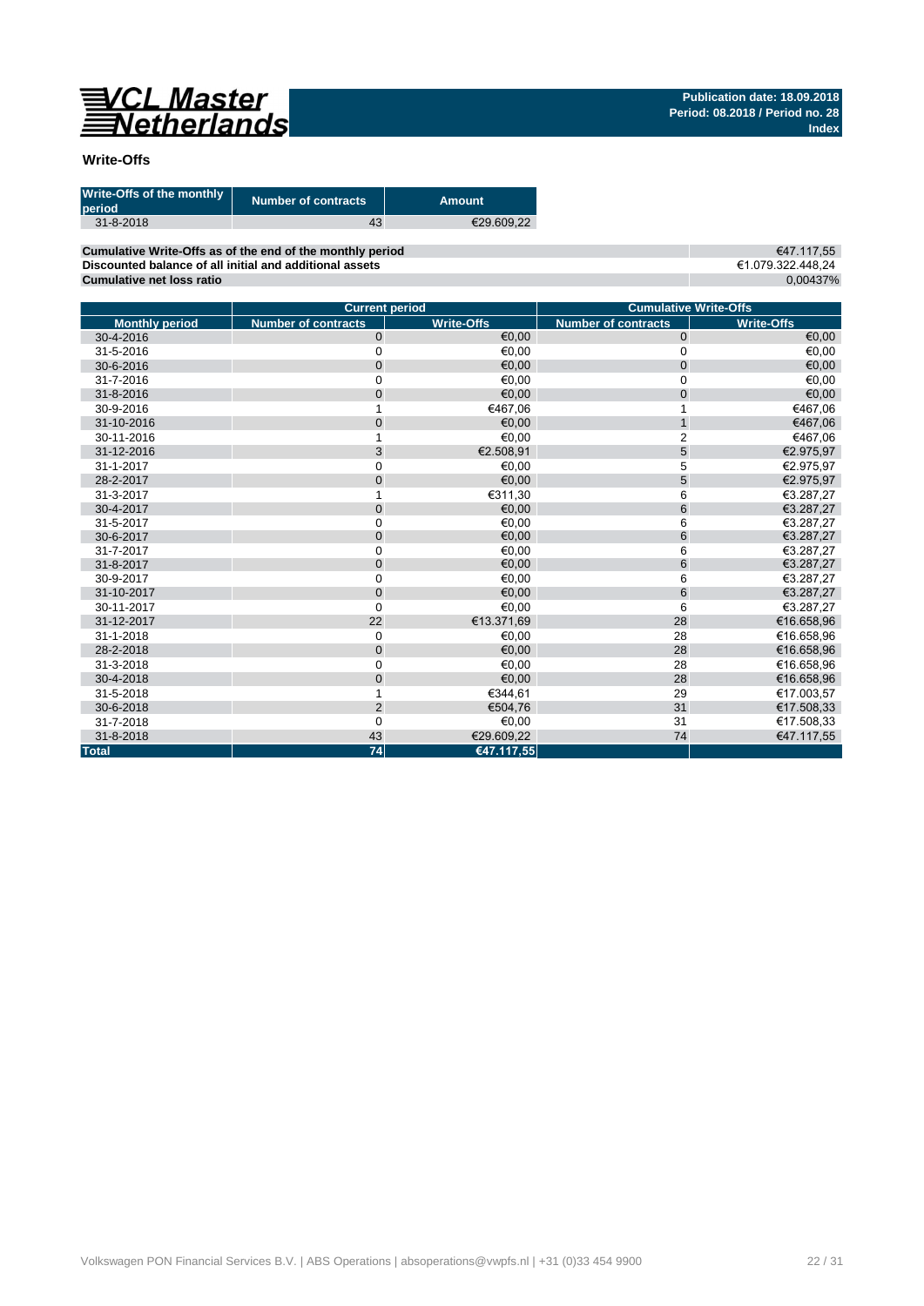## Write-Offs

| Write-Offs of the monthly period | Number of contracts | Amount |
|---|---|---|
| 31-8-2018 | 43 | €29.609,22 |

| | |
|---|---|
| **Cumulative Write-Offs as of the end of the monthly period** | €47.117,55 |
| **Discounted balance of all initial and additional assets** | €1.079.322.448,24 |
| **Cumulative net loss ratio** | 0,00437% |

| | Current period | | Cumulative Write-Offs | |
|---|---|---|---|---|
| **Monthly period** | **Number of contracts** | **Write-Offs** | **Number of contracts** | **Write-Offs** |
| 30-4-2016 | 0 | €0,00 | 0 | €0,00 |
| 31-5-2016 | 0 | €0,00 | 0 | €0,00 |
| 30-6-2016 | 0 | €0,00 | 0 | €0,00 |
| 31-7-2016 | 0 | €0,00 | 0 | €0,00 |
| 31-8-2016 | 0 | €0,00 | 0 | €0,00 |
| 30-9-2016 | 1 | €467,06 | 1 | €467,06 |
| 31-10-2016 | 0 | €0,00 | 1 | €467,06 |
| 30-11-2016 | 1 | €0,00 | 2 | €467,06 |
| 31-12-2016 | 3 | €2.508,91 | 5 | €2.975,97 |
| 31-1-2017 | 0 | €0,00 | 5 | €2.975,97 |
| 28-2-2017 | 0 | €0,00 | 5 | €2.975,97 |
| 31-3-2017 | 1 | €311,30 | 6 | €3.287,27 |
| 30-4-2017 | 0 | €0,00 | 6 | €3.287,27 |
| 31-5-2017 | 0 | €0,00 | 6 | €3.287,27 |
| 30-6-2017 | 0 | €0,00 | 6 | €3.287,27 |
| 31-7-2017 | 0 | €0,00 | 6 | €3.287,27 |
| 31-8-2017 | 0 | €0,00 | 6 | €3.287,27 |
| 30-9-2017 | 0 | €0,00 | 6 | €3.287,27 |
| 31-10-2017 | 0 | €0,00 | 6 | €3.287,27 |
| 30-11-2017 | 0 | €0,00 | 6 | €3.287,27 |
| 31-12-2017 | 22 | €13.371,69 | 28 | €16.658,96 |
| 31-1-2018 | 0 | €0,00 | 28 | €16.658,96 |
| 28-2-2018 | 0 | €0,00 | 28 | €16.658,96 |
| 31-3-2018 | 0 | €0,00 | 28 | €16.658,96 |
| 30-4-2018 | 0 | €0,00 | 28 | €16.658,96 |
| 31-5-2018 | 1 | €344,61 | 29 | €17.003,57 |
| 30-6-2018 | 2 | €504,76 | 31 | €17.508,33 |
| 31-7-2018 | 0 | €0,00 | 31 | €17.508,33 |
| 31-8-2018 | 43 | €29.609,22 | 74 | €47.117,55 |
| **Total** | **74** | **€47.117,55** | | |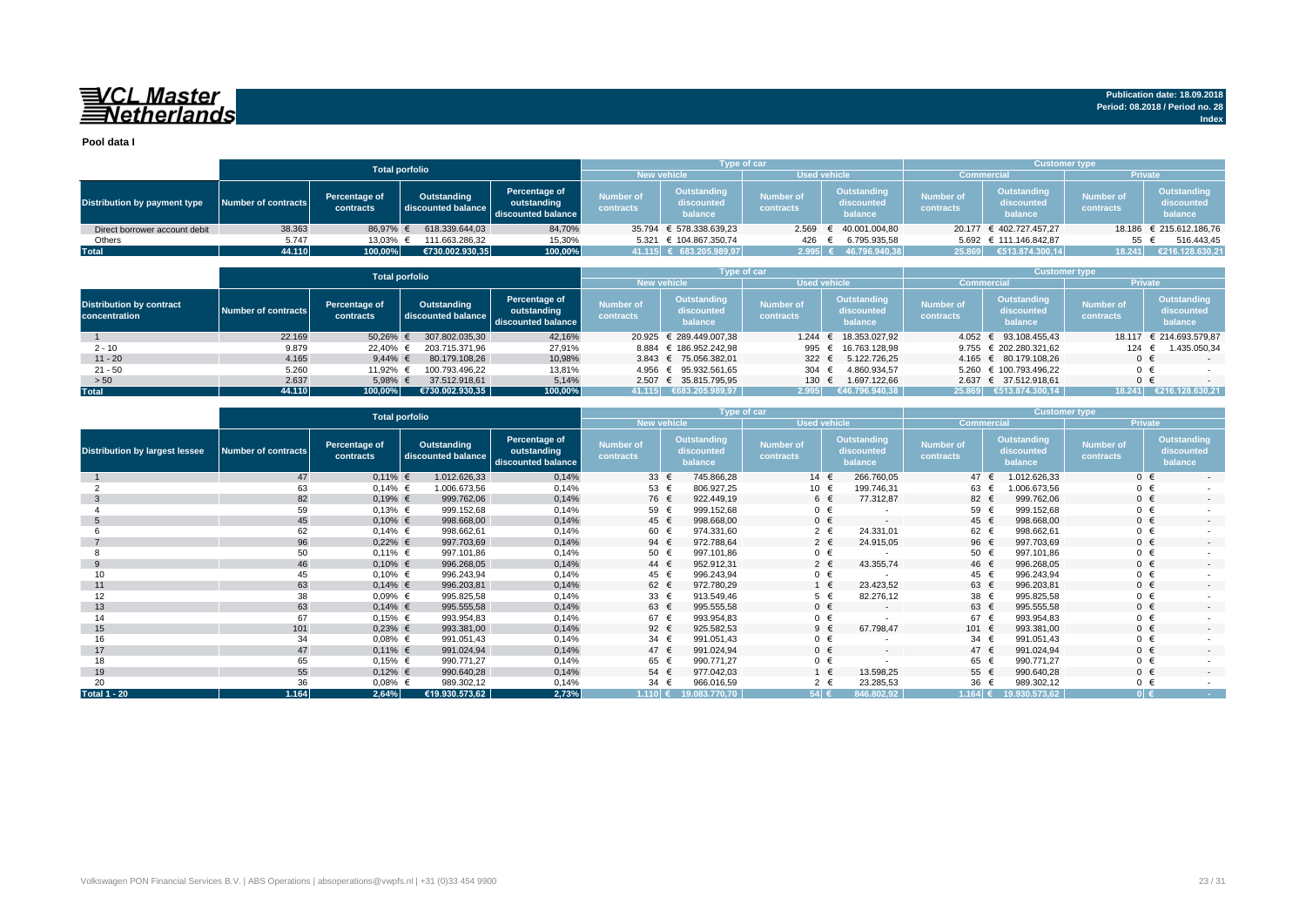**VCL Master Netherlands**

Publication date: 18.09.2018
Period: 08.2018 / Period no. 28
Index

**Pool data I**

| Distribution by payment type | Total porfolio | | | | Type of car | | | | Customer type | | | |
|---|---|---|---|---|---|---|---|---|---|---|---|---|
| | | | | | New vehicle | | Used vehicle | | Commercial | | Private | |
| | Number of contracts | Percentage of contracts | Outstanding discounted balance | Percentage of outstanding discounted balance | Number of contracts | Outstanding discounted balance | Number of contracts | Outstanding discounted balance | Number of contracts | Outstanding discounted balance | Number of contracts | Outstanding discounted balance |
| Direct borrower account debit | 38.363 | 86,97% | € 618.339.644,03 | 84,70% | 35.794 | € 578.338.639,23 | 2.569 | € 40.001.004,80 | 20.177 | € 402.727.457,27 | 18.186 | € 215.612.186,76 |
| Others | 5.747 | 13,03% | € 111.663.286,32 | 15,30% | 5.321 | € 104.867.350,74 | 426 | € 6.795.935,58 | 5.692 | € 111.146.842,87 | 55 | € 516.443,45 |
| **Total** | **44.110** | **100,00%** | **€730.002.930,35** | **100,00%** | **41.115** | **€ 683.205.989,97** | **2.995** | **€ 46.796.940,38** | **25.869** | **€513.874.300,14** | **18.241** | **€216.128.630,21** |

| Distribution by contract concentration | Total porfolio | | | | Type of car | | | | Customer type | | | |
|---|---|---|---|---|---|---|---|---|---|---|---|---|
| | | | | | New vehicle | | Used vehicle | | Commercial | | Private | |
| | Number of contracts | Percentage of contracts | Outstanding discounted balance | Percentage of outstanding discounted balance | Number of contracts | Outstanding discounted balance | Number of contracts | Outstanding discounted balance | Number of contracts | Outstanding discounted balance | Number of contracts | Outstanding discounted balance |
| 1 | 22.169 | 50,26% | € 307.802.035,30 | 42,16% | 20.925 | € 289.449.007,38 | 1.244 | € 18.353.027,92 | 4.052 | € 93.108.455,43 | 18.117 | € 214.693.579,87 |
| 2 - 10 | 9.879 | 22,40% | € 203.715.371,96 | 27,91% | 8.884 | € 186.952.242,98 | 995 | € 16.763.128,98 | 9.755 | € 202.280.321,62 | 124 | € 1.435.050,34 |
| 11 - 20 | 4.165 | 9,44% | € 80.179.108,26 | 10,98% | 3.843 | € 75.056.382,01 | 322 | € 5.122.726,25 | 4.165 | € 80.179.108,26 | 0 | € - |
| 21 - 50 | 5.260 | 11,92% | € 100.793.496,22 | 13,81% | 4.956 | € 95.932.561,65 | 304 | € 4.860.934,57 | 5.260 | € 100.793.496,22 | 0 | € - |
| > 50 | 2.637 | 5,98% | € 37.512.918,61 | 5,14% | 2.507 | € 35.815.795,95 | 130 | € 1.697.122,66 | 2.637 | € 37.512.918,61 | 0 | € - |
| **Total** | **44.110** | **100,00%** | **€730.002.930,35** | **100,00%** | **41.115** | **€683.205.989,97** | **2.995** | **€46.796.940,38** | **25.869** | **€513.874.300,14** | **18.241** | **€216.128.630,21** |

| Distribution by largest lessee | Total porfolio | | | | Type of car | | | | Customer type | | | |
|---|---|---|---|---|---|---|---|---|---|---|---|---|
| | | | | | New vehicle | | Used vehicle | | Commercial | | Private | |
| | Number of contracts | Percentage of contracts | Outstanding discounted balance | Percentage of outstanding discounted balance | Number of contracts | Outstanding discounted balance | Number of contracts | Outstanding discounted balance | Number of contracts | Outstanding discounted balance | Number of contracts | Outstanding discounted balance |
| 1 | 47 | 0,11% | € 1.012.626,33 | 0,14% | 33 | € 745.866,28 | 14 | € 266.760,05 | 47 | € 1.012.626,33 | 0 | € - |
| 2 | 63 | 0,14% | € 1.006.673,56 | 0,14% | 53 | € 806.927,25 | 10 | € 199.746,31 | 63 | € 1.006.673,56 | 0 | € - |
| 3 | 82 | 0,19% | € 999.762,06 | 0,14% | 76 | € 922.449,19 | 6 | € 77.312,87 | 82 | € 999.762,06 | 0 | € - |
| 4 | 59 | 0,13% | € 999.152,68 | 0,14% | 59 | € 999.152,68 | 0 | € - | 59 | € 999.152,68 | 0 | € - |
| 5 | 45 | 0,10% | € 998.668,00 | 0,14% | 45 | € 998.668,00 | 0 | € - | 45 | € 998.668,00 | 0 | € - |
| 6 | 62 | 0,14% | € 998.662,61 | 0,14% | 60 | € 974.331,60 | 2 | € 24.331,01 | 62 | € 998.662,61 | 0 | € - |
| 7 | 96 | 0,22% | € 997.703,69 | 0,14% | 94 | € 972.788,64 | 2 | € 24.915,05 | 96 | € 997.703,69 | 0 | € - |
| 8 | 50 | 0,11% | € 997.101,86 | 0,14% | 50 | € 997.101,86 | 0 | € - | 50 | € 997.101,86 | 0 | € - |
| 9 | 46 | 0,10% | € 996.268,05 | 0,14% | 44 | € 952.912,31 | 2 | € 43.355,74 | 46 | € 996.268,05 | 0 | € - |
| 10 | 45 | 0,10% | € 996.243,94 | 0,14% | 45 | € 996.243,94 | 0 | € - | 45 | € 996.243,94 | 0 | € - |
| 11 | 63 | 0,14% | € 996.203,81 | 0,14% | 62 | € 972.780,29 | 1 | € 23.423,52 | 63 | € 996.203,81 | 0 | € - |
| 12 | 38 | 0,09% | € 995.825,58 | 0,14% | 33 | € 913.549,46 | 5 | € 82.276,12 | 38 | € 995.825,58 | 0 | € - |
| 13 | 63 | 0,14% | € 995.555,58 | 0,14% | 63 | € 995.555,58 | 0 | € - | 63 | € 995.555,58 | 0 | € - |
| 14 | 67 | 0,15% | € 993.954,83 | 0,14% | 67 | € 993.954,83 | 0 | € - | 67 | € 993.954,83 | 0 | € - |
| 15 | 101 | 0,23% | € 993.381,00 | 0,14% | 92 | € 925.582,53 | 9 | € 67.798,47 | 101 | € 993.381,00 | 0 | € - |
| 16 | 34 | 0,08% | € 991.051,43 | 0,14% | 34 | € 991.051,43 | 0 | € - | 34 | € 991.051,43 | 0 | € - |
| 17 | 47 | 0,11% | € 991.024,94 | 0,14% | 47 | € 991.024,94 | 0 | € - | 47 | € 991.024,94 | 0 | € - |
| 18 | 65 | 0,15% | € 990.771,27 | 0,14% | 65 | € 990.771,27 | 0 | € - | 65 | € 990.771,27 | 0 | € - |
| 19 | 55 | 0,12% | € 990.640,28 | 0,14% | 54 | € 977.042,03 | 1 | € 13.598,25 | 55 | € 990.640,28 | 0 | € - |
| 20 | 36 | 0,08% | € 989.302,12 | 0,14% | 34 | € 966.016,59 | 2 | € 23.285,53 | 36 | € 989.302,12 | 0 | € - |
| **Total 1 - 20** | **1.164** | **2,64%** | **€19.930.573,62** | **2,73%** | **1.110** | **€ 19.083.770,70** | **54** | **€ 846.802,92** | **1.164** | **€ 19.930.573,62** | **0** | **€ -** |

Volkswagen PON Financial Services B.V. | ABS Operations | absoperations@vwpfs.nl | +31 (0)33 454 9900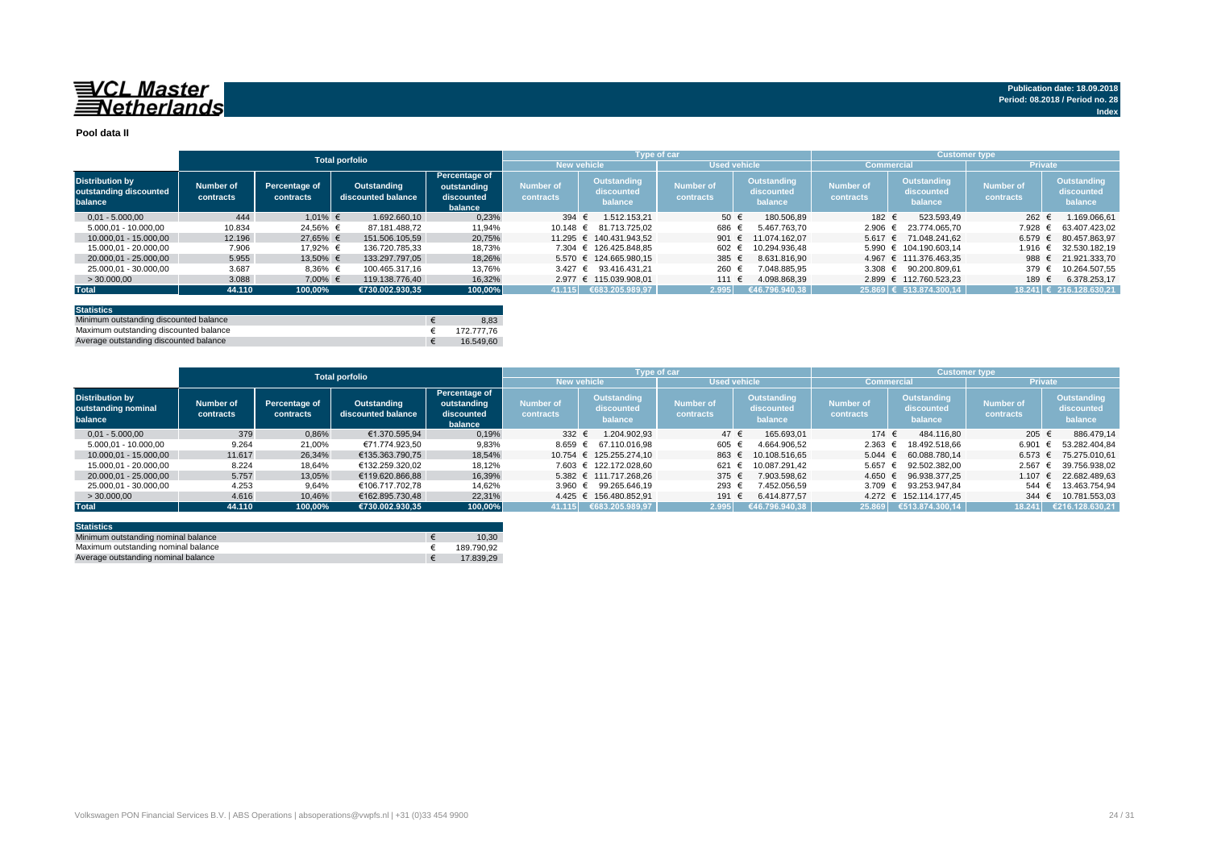# VCL Master Netherlands

**Publication date: 18.09.2018**
**Period: 08.2018 / Period no. 28**
**Index**

## Pool data II

| Distribution by outstanding discounted balance | Total porfolio | | | | Type of car | | | | Customer type | | | |
|---|---|---|---|---|---|---|---|---|---|---|---|---|
| | | | | | New vehicle | | Used vehicle | | Commercial | | Private | |
| | Number of contracts | Percentage of contracts | Outstanding discounted balance | Percentage of outstanding discounted balance | Number of contracts | Outstanding discounted balance | Number of contracts | Outstanding discounted balance | Number of contracts | Outstanding discounted balance | Number of contracts | Outstanding discounted balance |
| 0,01 - 5.000,00 | 444 | 1,01% | € 1.692.660,10 | 0,23% | 394 | € 1.512.153,21 | 50 | € 180.506,89 | 182 | € 523.593,49 | 262 | € 1.169.066,61 |
| 5.000,01 - 10.000,00 | 10.834 | 24,56% | € 87.181.488,72 | 11,94% | 10.148 | € 81.713.725,02 | 686 | € 5.467.763,70 | 2.906 | € 23.774.065,70 | 7.928 | € 63.407.423,02 |
| 10.000,01 - 15.000,00 | 12.196 | 27,65% | € 151.506.105,59 | 20,75% | 11.295 | € 140.431.943,52 | 901 | € 11.074.162,07 | 5.617 | € 71.048.241,62 | 6.579 | € 80.457.863,97 |
| 15.000,01 - 20.000,00 | 7.906 | 17,92% | € 136.720.785,33 | 18,73% | 7.304 | € 126.425.848,85 | 602 | € 10.294.936,48 | 5.990 | € 104.190.603,14 | 1.916 | € 32.530.182,19 |
| 20.000,01 - 25.000,00 | 5.955 | 13,50% | € 133.297.797,05 | 18,26% | 5.570 | € 124.665.980,15 | 385 | € 8.631.816,90 | 4.967 | € 111.376.463,35 | 988 | € 21.921.333,70 |
| 25.000,01 - 30.000,00 | 3.687 | 8,36% | € 100.465.317,16 | 13,76% | 3.427 | € 93.416.431,21 | 260 | € 7.048.885,95 | 3.308 | € 90.200.809,61 | 379 | € 10.264.507,55 |
| > 30.000,00 | 3.088 | 7,00% | € 119.138.776,40 | 16,32% | 2.977 | € 115.039.908,01 | 111 | € 4.098.868,39 | 2.899 | € 112.760.523,23 | 189 | € 6.378.253,17 |
| **Total** | **44.110** | **100,00%** | **€730.002.930,35** | **100,00%** | **41.115** | **€683.205.989,97** | **2.995** | **€46.796.940,38** | **25.869** | **€ 513.874.300,14** | **18.241** | **€ 216.128.630,21** |

| Statistics | | |
|---|---|---|
| Minimum outstanding discounted balance | € | 8,83 |
| Maximum outstanding discounted balance | € | 172.777,76 |
| Average outstanding discounted balance | € | 16.549,60 |

| Distribution by outstanding nominal balance | Total porfolio | | | | Type of car | | | | Customer type | | | |
|---|---|---|---|---|---|---|---|---|---|---|---|---|
| | | | | | New vehicle | | Used vehicle | | Commercial | | Private | |
| | Number of contracts | Percentage of contracts | Outstanding discounted balance | Percentage of outstanding discounted balance | Number of contracts | Outstanding discounted balance | Number of contracts | Outstanding discounted balance | Number of contracts | Outstanding discounted balance | Number of contracts | Outstanding discounted balance |
| 0,01 - 5.000,00 | 379 | 0,86% | €1.370.595,94 | 0,19% | 332 | € 1.204.902,93 | 47 | € 165.693,01 | 174 | € 484.116,80 | 205 | € 886.479,14 |
| 5.000,01 - 10.000,00 | 9.264 | 21,00% | €71.774.923,50 | 9,83% | 8.659 | € 67.110.016,98 | 605 | € 4.664.906,52 | 2.363 | € 18.492.518,66 | 6.901 | € 53.282.404,84 |
| 10.000,01 - 15.000,00 | 11.617 | 26,34% | €135.363.790,75 | 18,54% | 10.754 | € 125.255.274,10 | 863 | € 10.108.516,65 | 5.044 | € 60.088.780,14 | 6.573 | € 75.275.010,61 |
| 15.000,01 - 20.000,00 | 8.224 | 18,64% | €132.259.320,02 | 18,12% | 7.603 | € 122.172.028,60 | 621 | € 10.087.291,42 | 5.657 | € 92.502.382,00 | 2.567 | € 39.756.938,02 |
| 20.000,01 - 25.000,00 | 5.757 | 13,05% | €119.620.866,88 | 16,39% | 5.382 | € 111.717.268,26 | 375 | € 7.903.598,62 | 4.650 | € 96.938.377,25 | 1.107 | € 22.682.489,63 |
| 25.000,01 - 30.000,00 | 4.253 | 9,64% | €106.717.702,78 | 14,62% | 3.960 | € 99.265.646,19 | 293 | € 7.452.056,59 | 3.709 | € 93.253.947,84 | 544 | € 13.463.754,94 |
| > 30.000,00 | 4.616 | 10,46% | €162.895.730,48 | 22,31% | 4.425 | € 156.480.852,91 | 191 | € 6.414.877,57 | 4.272 | € 152.114.177,45 | 344 | € 10.781.553,03 |
| **Total** | **44.110** | **100,00%** | **€730.002.930,35** | **100,00%** | **41.115** | **€683.205.989,97** | **2.995** | **€46.796.940,38** | **25.869** | **€513.874.300,14** | **18.241** | **€216.128.630,21** |

| Statistics | | |
|---|---|---|
| Minimum outstanding nominal balance | € | 10,30 |
| Maximum outstanding nominal balance | € | 189.790,92 |
| Average outstanding nominal balance | € | 17.839,29 |

Volkswagen PON Financial Services B.V. | ABS Operations | absoperations@vwpfs.nl | +31 (0)33 454 9900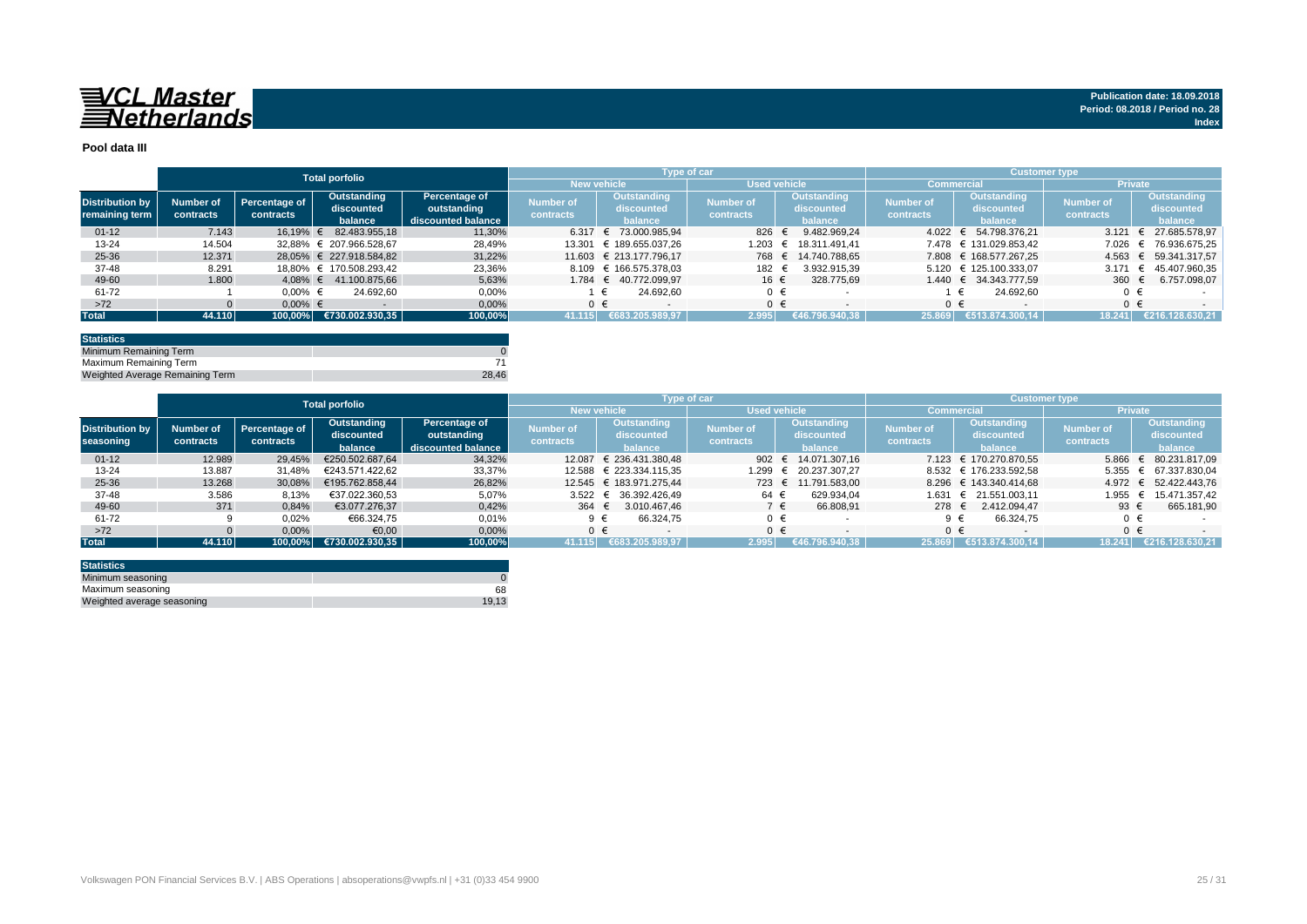VCL Master Netherlands

Publication date: 18.09.2018
Period: 08.2018 / Period no. 28
Index

## Pool data III

| Distribution by remaining term | Total porfolio | | | | Type of car | | | | Customer type | | | |
|---|---|---|---|---|---|---|---|---|---|---|---|---|
| | | | | | New vehicle | | Used vehicle | | Commercial | | Private | |
| | Number of contracts | Percentage of contracts | Outstanding discounted balance | Percentage of outstanding discounted balance | Number of contracts | Outstanding discounted balance | Number of contracts | Outstanding discounted balance | Number of contracts | Outstanding discounted balance | Number of contracts | Outstanding discounted balance |
| 01-12 | 7.143 | 16,19% | € 82.483.955,18 | 11,30% | 6.317 | € 73.000.985,94 | 826 | € 9.482.969,24 | 4.022 | € 54.798.376,21 | 3.121 | € 27.685.578,97 |
| 13-24 | 14.504 | 32,88% | € 207.966.528,67 | 28,49% | 13.301 | € 189.655.037,26 | 1.203 | € 18.311.491,41 | 7.478 | € 131.029.853,42 | 7.026 | € 76.936.675,25 |
| 25-36 | 12.371 | 28,05% | € 227.918.584,82 | 31,22% | 11.603 | € 213.177.796,17 | 768 | € 14.740.788,65 | 7.808 | € 168.577.267,25 | 4.563 | € 59.341.317,57 |
| 37-48 | 8.291 | 18,80% | € 170.508.293,42 | 23,36% | 8.109 | € 166.575.378,03 | 182 | € 3.932.915,39 | 5.120 | € 125.100.333,07 | 3.171 | € 45.407.960,35 |
| 49-60 | 1.800 | 4,08% | € 41.100.875,66 | 5,63% | 1.784 | € 40.772.099,97 | 16 | € 328.775,69 | 1.440 | € 34.343.777,59 | 360 | € 6.757.098,07 |
| 61-72 | 1 | 0,00% | € 24.692,60 | 0,00% | 1 | € 24.692,60 | 0 | € - | 1 | € 24.692,60 | 0 | € - |
| >72 | 0 | 0,00% | € - | 0,00% | 0 | € - | 0 | € - | 0 | € - | 0 | € - |
| **Total** | **44.110** | **100,00%** | **€730.002.930,35** | **100,00%** | **41.115** | **€683.205.989,97** | **2.995** | **€46.796.940,38** | **25.869** | **€513.874.300,14** | **18.241** | **€216.128.630,21** |

| Statistics | |
|---|---|
| Minimum Remaining Term | 0 |
| Maximum Remaining Term | 71 |
| Weighted Average Remaining Term | 28,46 |

| Distribution by seasoning | Total porfolio | | | | Type of car | | | | Customer type | | | |
|---|---|---|---|---|---|---|---|---|---|---|---|---|
| | | | | | New vehicle | | Used vehicle | | Commercial | | Private | |
| | Number of contracts | Percentage of contracts | Outstanding discounted balance | Percentage of outstanding discounted balance | Number of contracts | Outstanding discounted balance | Number of contracts | Outstanding discounted balance | Number of contracts | Outstanding discounted balance | Number of contracts | Outstanding discounted balance |
| 01-12 | 12.989 | 29,45% | €250.502.687,64 | 34,32% | 12.087 | € 236.431.380,48 | 902 | € 14.071.307,16 | 7.123 | € 170.270.870,55 | 5.866 | € 80.231.817,09 |
| 13-24 | 13.887 | 31,48% | €243.571.422,62 | 33,37% | 12.588 | € 223.334.115,35 | 1.299 | € 20.237.307,27 | 8.532 | € 176.233.592,58 | 5.355 | € 67.337.830,04 |
| 25-36 | 13.268 | 30,08% | €195.762.858,44 | 26,82% | 12.545 | € 183.971.275,44 | 723 | € 11.791.583,00 | 8.296 | € 143.340.414,68 | 4.972 | € 52.422.443,76 |
| 37-48 | 3.586 | 8,13% | €37.022.360,53 | 5,07% | 3.522 | € 36.392.426,49 | 64 | € 629.934,04 | 1.631 | € 21.551.003,11 | 1.955 | € 15.471.357,42 |
| 49-60 | 371 | 0,84% | €3.077.276,37 | 0,42% | 364 | € 3.010.467,46 | 7 | € 66.808,91 | 278 | € 2.412.094,47 | 93 | € 665.181,90 |
| 61-72 | 9 | 0,02% | €66.324,75 | 0,01% | 9 | € 66.324,75 | 0 | € - | 9 | € 66.324,75 | 0 | € - |
| >72 | 0 | 0,00% | €0,00 | 0,00% | 0 | € - | 0 | € - | 0 | € - | 0 | € - |
| **Total** | **44.110** | **100,00%** | **€730.002.930,35** | **100,00%** | **41.115** | **€683.205.989,97** | **2.995** | **€46.796.940,38** | **25.869** | **€513.874.300,14** | **18.241** | **€216.128.630,21** |

| Statistics | |
|---|---|
| Minimum seasoning | 0 |
| Maximum seasoning | 68 |
| Weighted average seasoning | 19,13 |

Volkswagen PON Financial Services B.V. | ABS Operations | absoperations@vwpfs.nl | +31 (0)33 454 9900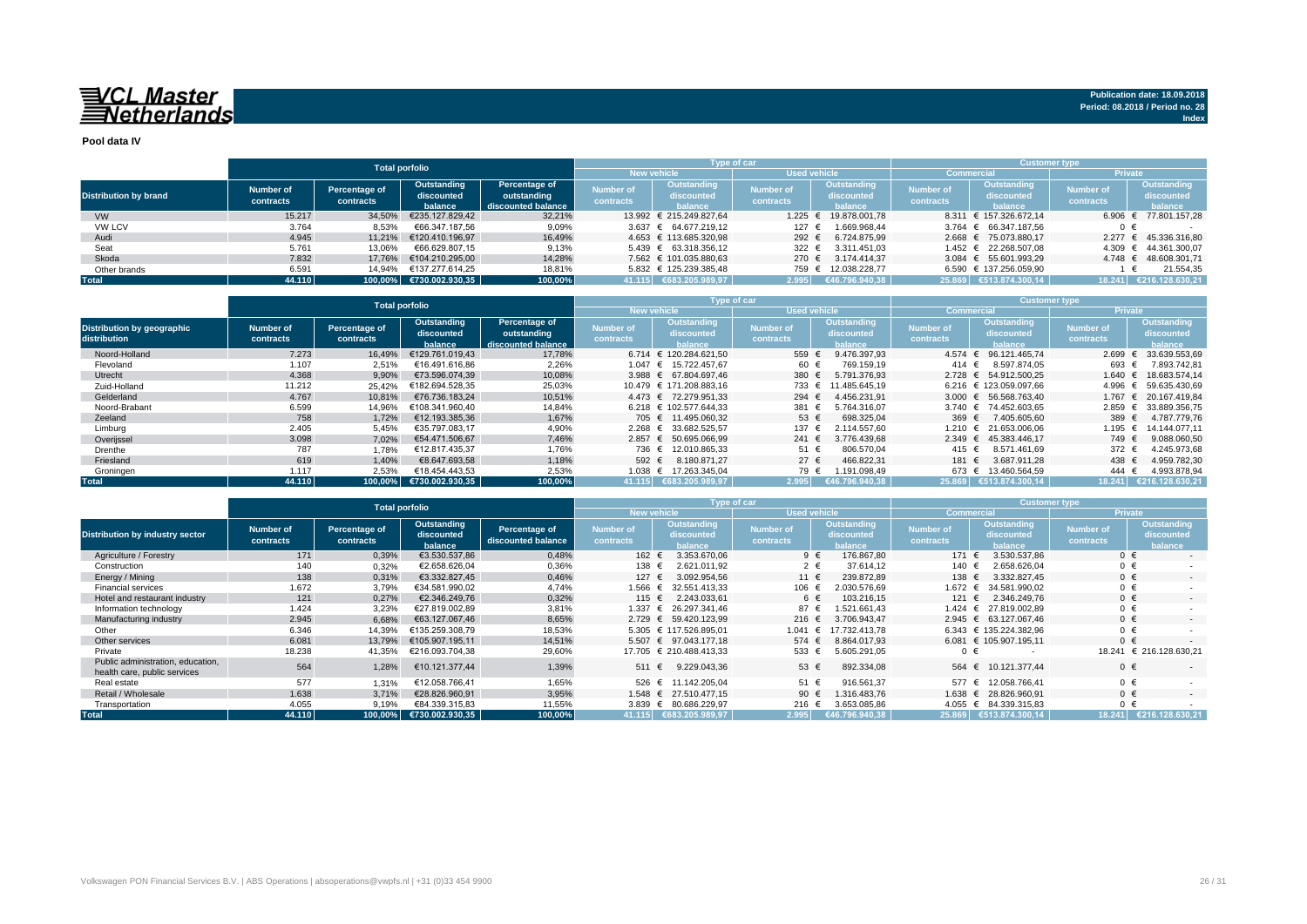# VCL Master Netherlands

Publication date: 18.09.2018
Period: 08.2018 / Period no. 28
Index

## Pool data IV

| Distribution by brand | Total porfolio | | | | Type of car | | | | Customer type | | | |
|---|---|---|---|---|---|---|---|---|---|---|---|---|
| | | | | | New vehicle | | Used vehicle | | Commercial | | Private | |
| | Number of contracts | Percentage of contracts | Outstanding discounted balance | Percentage of outstanding discounted balance | Number of contracts | Outstanding discounted balance | Number of contracts | Outstanding discounted balance | Number of contracts | Outstanding discounted balance | Number of contracts | Outstanding discounted balance |
| VW | 15.217 | 34,50% | €235.127.829,42 | 32,21% | 13.992 | € 215.249.827,64 | 1.225 | € 19.878.001,78 | 8.311 | € 157.326.672,14 | 6.906 | € 77.801.157,28 |
| VW LCV | 3.764 | 8,53% | €66.347.187,56 | 9,09% | 3.637 | € 64.677.219,12 | 127 | € 1.669.968,44 | 3.764 | € 66.347.187,56 | 0 | € - |
| Audi | 4.945 | 11,21% | €120.410.196,97 | 16,49% | 4.653 | € 113.685.320,98 | 292 | € 6.724.875,99 | 2.668 | € 75.073.880,17 | 2.277 | € 45.336.316,80 |
| Seat | 5.761 | 13,06% | €66.629.807,15 | 9,13% | 5.439 | € 63.318.356,12 | 322 | € 3.311.451,03 | 1.452 | € 22.268.507,08 | 4.309 | € 44.361.300,07 |
| Skoda | 7.832 | 17,76% | €104.210.295,00 | 14,28% | 7.562 | € 101.035.880,63 | 270 | € 3.174.414,37 | 3.084 | € 55.601.993,29 | 4.748 | € 48.608.301,71 |
| Other brands | 6.591 | 14,94% | €137.277.614,25 | 18,81% | 5.832 | € 125.239.385,48 | 759 | € 12.038.228,77 | 6.590 | € 137.256.059,90 | 1 | € 21.554,35 |
| **Total** | **44.110** | **100,00%** | **€730.002.930,35** | **100,00%** | **41.115** | **€683.205.989,97** | **2.995** | **€46.796.940,38** | **25.869** | **€513.874.300,14** | **18.241** | **€216.128.630,21** |

| Distribution by geographic distribution | Total porfolio | | | | Type of car | | | | Customer type | | | |
|---|---|---|---|---|---|---|---|---|---|---|---|---|
| | | | | | New vehicle | | Used vehicle | | Commercial | | Private | |
| | Number of contracts | Percentage of contracts | Outstanding discounted balance | Percentage of outstanding discounted balance | Number of contracts | Outstanding discounted balance | Number of contracts | Outstanding discounted balance | Number of contracts | Outstanding discounted balance | Number of contracts | Outstanding discounted balance |
| Noord-Holland | 7.273 | 16,49% | €129.761.019,43 | 17,78% | 6.714 | € 120.284.621,50 | 559 | € 9.476.397,93 | 4.574 | € 96.121.465,74 | 2.699 | € 33.639.553,69 |
| Flevoland | 1.107 | 2,51% | €16.491.616,86 | 2,26% | 1.047 | € 15.722.457,67 | 60 | € 769.159,19 | 414 | € 8.597.874,05 | 693 | € 7.893.742,81 |
| Utrecht | 4.368 | 9,90% | €73.596.074,39 | 10,08% | 3.988 | € 67.804.697,46 | 380 | € 5.791.376,93 | 2.728 | € 54.912.500,25 | 1.640 | € 18.683.574,14 |
| Zuid-Holland | 11.212 | 25,42% | €182.694.528,35 | 25,03% | 10.479 | € 171.208.883,16 | 733 | € 11.485.645,19 | 6.216 | € 123.059.097,66 | 4.996 | € 59.635.430,69 |
| Gelderland | 4.767 | 10,81% | €76.736.183,24 | 10,51% | 4.473 | € 72.279.951,33 | 294 | € 4.456.231,91 | 3.000 | € 56.568.763,40 | 1.767 | € 20.167.419,84 |
| Noord-Brabant | 6.599 | 14,96% | €108.341.960,40 | 14,84% | 6.218 | € 102.577.644,33 | 381 | € 5.764.316,07 | 3.740 | € 74.452.603,65 | 2.859 | € 33.889.356,75 |
| Zeeland | 758 | 1,72% | €12.193.385,36 | 1,67% | 705 | € 11.495.060,32 | 53 | € 698.325,04 | 369 | € 7.405.605,60 | 389 | € 4.787.779,76 |
| Limburg | 2.405 | 5,45% | €35.797.083,17 | 4,90% | 2.268 | € 33.682.525,57 | 137 | € 2.114.557,60 | 1.210 | € 21.653.006,06 | 1.195 | € 14.144.077,11 |
| Overijssel | 3.098 | 7,02% | €54.471.506,67 | 7,46% | 2.857 | € 50.695.066,99 | 241 | € 3.776.439,68 | 2.349 | € 45.383.446,17 | 749 | € 9.088.060,50 |
| Drenthe | 787 | 1,78% | €12.817.435,37 | 1,76% | 736 | € 12.010.865,33 | 51 | € 806.570,04 | 415 | € 8.571.461,69 | 372 | € 4.245.973,68 |
| Friesland | 619 | 1,40% | €8.647.693,58 | 1,18% | 592 | € 8.180.871,27 | 27 | € 466.822,31 | 181 | € 3.687.911,28 | 438 | € 4.959.782,30 |
| Groningen | 1.117 | 2,53% | €18.454.443,53 | 2,53% | 1.038 | € 17.263.345,04 | 79 | € 1.191.098,49 | 673 | € 13.460.564,59 | 444 | € 4.993.878,94 |
| **Total** | **44.110** | **100,00%** | **€730.002.930,35** | **100,00%** | **41.115** | **€683.205.989,97** | **2.995** | **€46.796.940,38** | **25.869** | **€513.874.300,14** | **18.241** | **€216.128.630,21** |

| Distribution by industry sector | Total porfolio | | | | Type of car | | | | Customer type | | | |
|---|---|---|---|---|---|---|---|---|---|---|---|---|
| | | | | | New vehicle | | Used vehicle | | Commercial | | Private | |
| | Number of contracts | Percentage of contracts | Outstanding discounted balance | Percentage of discounted balance | Number of contracts | Outstanding discounted balance | Number of contracts | Outstanding discounted balance | Number of contracts | Outstanding discounted balance | Number of contracts | Outstanding discounted balance |
| Agriculture / Forestry | 171 | 0,39% | €3.530.537,86 | 0,48% | 162 | € 3.353.670,06 | 9 | € 176.867,80 | 171 | € 3.530.537,86 | 0 | € - |
| Construction | 140 | 0,32% | €2.658.626,04 | 0,36% | 138 | € 2.621.011,92 | 2 | € 37.614,12 | 140 | € 2.658.626,04 | 0 | € - |
| Energy / Mining | 138 | 0,31% | €3.332.827,45 | 0,46% | 127 | € 3.092.954,56 | 11 | € 239.872,89 | 138 | € 3.332.827,45 | 0 | € - |
| Financial services | 1.672 | 3,79% | €34.581.990,02 | 4,74% | 1.566 | € 32.551.413,33 | 106 | € 2.030.576,69 | 1.672 | € 34.581.990,02 | 0 | € - |
| Hotel and restaurant industry | 121 | 0,27% | €2.346.249,76 | 0,32% | 115 | € 2.243.033,61 | 6 | € 103.216,15 | 121 | € 2.346.249,76 | 0 | € - |
| Information technology | 1.424 | 3,23% | €27.819.002,89 | 3,81% | 1.337 | € 26.297.341,46 | 87 | € 1.521.661,43 | 1.424 | € 27.819.002,89 | 0 | € - |
| Manufacturing industry | 2.945 | 6,68% | €63.127.067,46 | 8,65% | 2.729 | € 59.420.123,99 | 216 | € 3.706.943,47 | 2.945 | € 63.127.067,46 | 0 | € - |
| Other | 6.346 | 14,39% | €135.259.308,79 | 18,53% | 5.305 | € 117.526.895,01 | 1.041 | € 17.732.413,78 | 6.343 | € 135.224.382,96 | 0 | € - |
| Other services | 6.081 | 13,79% | €105.907.195,11 | 14,51% | 5.507 | € 97.043.177,18 | 574 | € 8.864.017,93 | 6.081 | € 105.907.195,11 | 0 | € - |
| Private | 18.238 | 41,35% | €216.093.704,38 | 29,60% | 17.705 | € 210.488.413,33 | 533 | € 5.605.291,05 | 0 | € - | 18.241 | € 216.128.630,21 |
| Public administration, education, health care, public services | 564 | 1,28% | €10.121.377,44 | 1,39% | 511 | € 9.229.043,36 | 53 | € 892.334,08 | 564 | € 10.121.377,44 | 0 | € - |
| Real estate | 577 | 1,31% | €12.058.766,41 | 1,65% | 526 | € 11.142.205,04 | 51 | € 916.561,37 | 577 | € 12.058.766,41 | 0 | € - |
| Retail / Wholesale | 1.638 | 3,71% | €28.826.960,91 | 3,95% | 1.548 | € 27.510.477,15 | 90 | € 1.316.483,76 | 1.638 | € 28.826.960,91 | 0 | € - |
| Transportation | 4.055 | 9,19% | €84.339.315,83 | 11,55% | 3.839 | € 80.686.229,97 | 216 | € 3.653.085,86 | 4.055 | € 84.339.315,83 | 0 | € - |
| **Total** | **44.110** | **100,00%** | **€730.002.930,35** | **100,00%** | **41.115** | **€683.205.989,97** | **2.995** | **€46.796.940,38** | **25.869** | **€513.874.300,14** | **18.241** | **€216.128.630,21** |

Volkswagen PON Financial Services B.V. | ABS Operations | absoperations@vwpfs.nl | +31 (0)33 454 9900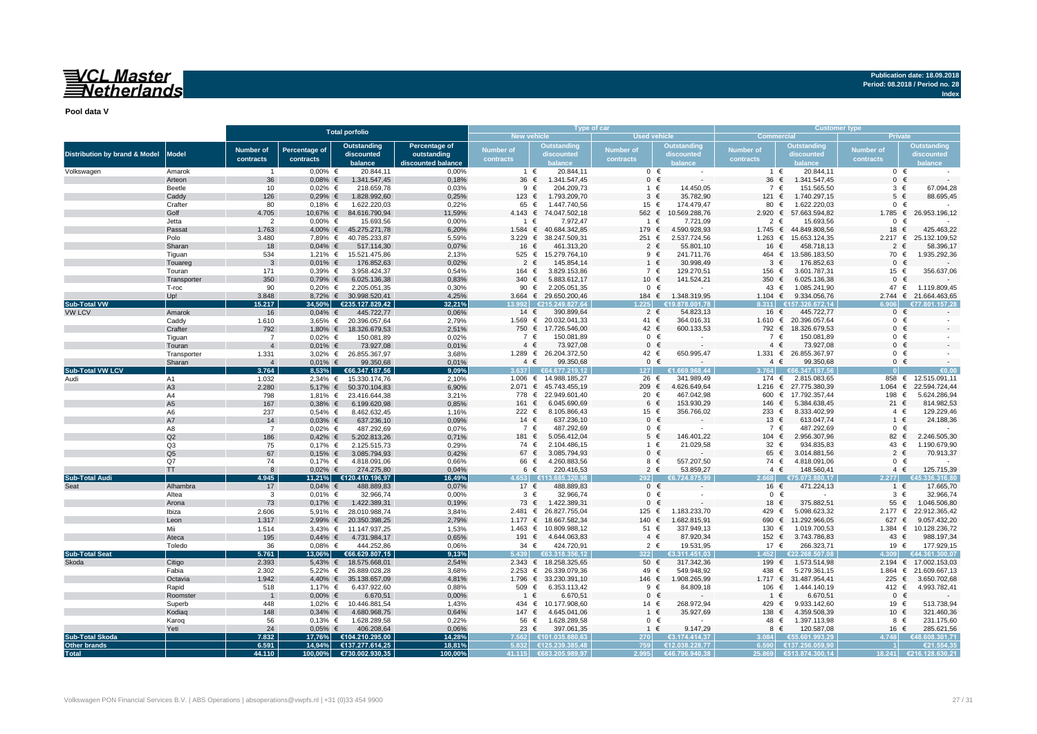**Publication date: 18.09.2018**
**Period: 08.2018 / Period no. 28**
**Index**

**Pool data V**

| Distribution by brand & Model | Model | Total porfolio | | | | Type of car | | | | Customer type | | | |
|---|---|---|---|---|---|---|---|---|---|---|---|---|---|
| | | | | | | New vehicle | | Used vehicle | | Commercial | | Private | |
| | | Number of contracts | Percentage of contracts | Outstanding discounted balance | Percentage of outstanding discounted balance | Number of contracts | Outstanding discounted balance | Number of contracts | Outstanding discounted balance | Number of contracts | Outstanding discounted balance | Number of contracts | Outstanding discounted balance |
| Volkswagen | Amarok | 1 | 0,00% | € 20.844,11 | 0,00% | 1 | € 20.844,11 | 0 | € - | 1 | € 20.844,11 | 0 | € - |
| | Arteon | 36 | 0,08% | € 1.341.547,45 | 0,18% | 36 | € 1.341.547,45 | 0 | € - | 36 | € 1.341.547,45 | 0 | € - |
| | Beetle | 10 | 0,02% | € 218.659,78 | 0,03% | 9 | € 204.209,73 | 1 | € 14.450,05 | 7 | € 151.565,50 | 3 | € 67.094,28 |
| | Caddy | 126 | 0,29% | € 1.828.992,60 | 0,25% | 123 | € 1.793.209,70 | 3 | € 35.782,90 | 121 | € 1.740.297,15 | 5 | € 88.695,45 |
| | Crafter | 80 | 0,18% | € 1.622.220,03 | 0,22% | 65 | € 1.447.740,56 | 15 | € 174.479,47 | 80 | € 1.622.220,03 | 0 | € - |
| | Golf | 4.705 | 10,67% | € 84.616.790,94 | 11,59% | 4.143 | € 74.047.502,18 | 562 | € 10.569.288,76 | 2.920 | € 57.663.594,82 | 1.785 | € 26.953.196,12 |
| | Jetta | 2 | 0,00% | € 15.693,56 | 0,00% | 1 | € 7.972,47 | 1 | € 7.721,09 | 2 | € 15.693,56 | 0 | € - |
| | Passat | 1.763 | 4,00% | € 45.275.271,78 | 6,20% | 1.584 | € 40.684.342,85 | 179 | € 4.590.928,93 | 1.745 | € 44.849.808,56 | 18 | € 425.463,22 |
| | Polo | 3.480 | 7,89% | € 40.785.233,87 | 5,59% | 3.229 | € 38.247.509,31 | 251 | € 2.537.724,56 | 1.263 | € 15.653.124,35 | 2.217 | € 25.132.109,52 |
| | Sharan | 18 | 0,04% | € 517.114,30 | 0,07% | 16 | € 461.313,20 | 2 | € 55.801,10 | 16 | € 458.718,13 | 2 | € 58.396,17 |
| | Tiguan | 534 | 1,21% | € 15.521.475,86 | 2,13% | 525 | € 15.279.764,10 | 9 | € 241.711,76 | 464 | € 13.586.183,50 | 70 | € 1.935.292,36 |
| | Touareg | 3 | 0,01% | € 176.852,63 | 0,02% | 2 | € 145.854,14 | 1 | € 30.998,49 | 3 | € 176.852,63 | 0 | € - |
| | Touran | 171 | 0,39% | € 3.958.424,37 | 0,54% | 164 | € 3.829.153,86 | 7 | € 129.270,51 | 156 | € 3.601.787,31 | 15 | € 356.637,06 |
| | Transporter | 350 | 0,79% | € 6.025.136,38 | 0,83% | 340 | € 5.883.612,17 | 10 | € 141.524,21 | 350 | € 6.025.136,38 | 0 | € - |
| | T-roc | 90 | 0,20% | € 2.205.051,35 | 0,30% | 90 | € 2.205.051,35 | 0 | € - | 43 | € 1.085.241,90 | 47 | € 1.119.809,45 |
| | Up! | 3.848 | 8,72% | € 30.998.520,41 | 4,25% | 3.664 | € 29.650.200,46 | 184 | € 1.348.319,95 | 1.104 | € 9.334.056,76 | 2.744 | € 21.664.463,65 |
| **Sub-Total VW** | | **15.217** | **34,50%** | **€235.127.829,42** | **32,21%** | **13.992** | **€215.249.827,64** | **1.225** | **€19.878.001,78** | **8.311** | **€157.326.672,14** | **6.906** | **€77.801.157,28** |
| VW LCV | Amarok | 16 | 0,04% | € 445.722,77 | 0,06% | 14 | € 390.899,64 | 2 | € 54.823,13 | 16 | € 445.722,77 | 0 | € - |
| | Caddy | 1.610 | 3,65% | € 20.396.057,64 | 2,79% | 1.569 | € 20.032.041,33 | 41 | € 364.016,31 | 1.610 | € 20.396.057,64 | 0 | € - |
| | Crafter | 792 | 1,80% | € 18.326.679,53 | 2,51% | 750 | € 17.726.546,00 | 42 | € 600.133,53 | 792 | € 18.326.679,53 | 0 | € - |
| | Tiguan | 7 | 0,02% | € 150.081,89 | 0,02% | 7 | € 150.081,89 | 0 | € - | 7 | € 150.081,89 | 0 | € - |
| | Touran | 4 | 0,01% | € 73.927,08 | 0,01% | 4 | € 73.927,08 | 0 | € - | 4 | € 73.927,08 | 0 | € - |
| | Transporter | 1.331 | 3,02% | € 26.855.367,97 | 3,68% | 1.289 | € 26.204.372,50 | 42 | € 650.995,47 | 1.331 | € 26.855.367,97 | 0 | € - |
| | Sharan | 4 | 0,01% | € 99.350,68 | 0,01% | 4 | € 99.350,68 | 0 | € - | 4 | € 99.350,68 | 0 | € - |
| **Sub-Total VW LCV** | | **3.764** | **8,53%** | **€66.347.187,56** | **9,09%** | **3.637** | **€64.677.219,12** | **127** | **€1.669.968,44** | **3.764** | **€66.347.187,56** | **0** | **€0,00** |
| Audi | A1 | 1.032 | 2,34% | € 15.330.174,76 | 2,10% | 1.006 | € 14.988.185,27 | 26 | € 341.989,49 | 174 | € 2.815.083,65 | 858 | € 12.515.091,11 |
| | A3 | 2.280 | 5,17% | € 50.370.104,83 | 6,90% | 2.071 | € 45.743.455,19 | 209 | € 4.626.649,64 | 1.216 | € 27.775.380,39 | 1.064 | € 22.594.724,44 |
| | A4 | 798 | 1,81% | € 23.416.644,38 | 3,21% | 778 | € 22.949.601,40 | 20 | € 467.042,98 | 600 | € 17.792.357,44 | 198 | € 5.624.286,94 |
| | A5 | 167 | 0,38% | € 6.199.620,98 | 0,85% | 161 | € 6.045.690,69 | 6 | € 153.930,29 | 146 | € 5.384.638,45 | 21 | € 814.982,53 |
| | A6 | 237 | 0,54% | € 8.462.632,45 | 1,16% | 222 | € 8.105.866,43 | 15 | € 356.766,02 | 233 | € 8.333.402,99 | 4 | € 129.229,46 |
| | A7 | 14 | 0,03% | € 637.236,10 | 0,09% | 14 | € 637.236,10 | 0 | € - | 13 | € 613.047,74 | 1 | € 24.188,36 |
| | A8 | 7 | 0,02% | € 487.292,69 | 0,07% | 7 | € 487.292,69 | 0 | € - | 7 | € 487.292,69 | 0 | € - |
| | Q2 | 186 | 0,42% | € 5.202.813,26 | 0,71% | 181 | € 5.056.412,04 | 5 | € 146.401,22 | 104 | € 2.956.307,96 | 82 | € 2.246.505,30 |
| | Q3 | 75 | 0,17% | € 2.125.515,73 | 0,29% | 74 | € 2.104.486,15 | 1 | € 21.029,58 | 32 | € 934.835,83 | 43 | € 1.190.679,90 |
| | Q5 | 67 | 0,15% | € 3.085.794,93 | 0,42% | 67 | € 3.085.794,93 | 0 | € - | 65 | € 3.014.881,56 | 2 | € 70.913,37 |
| | Q7 | 74 | 0,17% | € 4.818.091,06 | 0,66% | 66 | € 4.260.883,56 | 8 | € 557.207,50 | 74 | € 4.818.091,06 | 0 | € - |
| | TT | 8 | 0,02% | € 274.275,80 | 0,04% | 6 | € 220.416,53 | 2 | € 53.859,27 | 4 | € 148.560,41 | 4 | € 125.715,39 |
| **Sub-Total Audi** | | **4.945** | **11,21%** | **€120.410.196,97** | **16,49%** | **4.653** | **€113.685.320,98** | **292** | **€6.724.875,99** | **2.668** | **€75.073.880,17** | **2.277** | **€45.336.316,80** |
| Seat | Alhambra | 17 | 0,04% | € 488.889,83 | 0,07% | 17 | € 488.889,83 | 0 | € - | 16 | € 471.224,13 | 1 | € 17.665,70 |
| | Altea | 3 | 0,01% | € 32.966,74 | 0,00% | 3 | € 32.966,74 | 0 | € - | 0 | € - | 3 | € 32.966,74 |
| | Arona | 73 | 0,17% | € 1.422.389,31 | 0,19% | 73 | € 1.422.389,31 | 0 | € - | 18 | € 375.882,51 | 55 | € 1.046.506,80 |
| | Ibiza | 2.606 | 5,91% | € 28.010.988,74 | 3,84% | 2.481 | € 26.827.755,04 | 125 | € 1.183.233,70 | 429 | € 5.098.623,32 | 2.177 | € 22.912.365,42 |
| | Leon | 1.317 | 2,99% | € 20.350.398,25 | 2,79% | 1.177 | € 18.667.582,34 | 140 | € 1.682.815,91 | 690 | € 11.292.966,05 | 627 | € 9.057.432,20 |
| | Mii | 1.514 | 3,43% | € 11.147.937,25 | 1,53% | 1.463 | € 10.809.988,12 | 51 | € 337.949,13 | 130 | € 1.019.700,53 | 1.384 | € 10.128.236,72 |
| | Ateca | 195 | 0,44% | € 4.731.984,17 | 0,65% | 191 | € 4.644.063,83 | 4 | € 87.920,34 | 152 | € 3.743.786,83 | 43 | € 988.197,34 |
| | Toledo | 36 | 0,08% | € 444.252,86 | 0,06% | 34 | € 424.720,91 | 2 | € 19.531,95 | 17 | € 266.323,71 | 19 | € 177.929,15 |
| **Sub-Total Seat** | | **5.761** | **13,06%** | **€66.629.807,15** | **9,13%** | **5.439** | **€63.318.356,12** | **322** | **€3.311.451,03** | **1.452** | **€22.268.507,08** | **4.309** | **€44.361.300,07** |
| Skoda | Citigo | 2.393 | 5,43% | € 18.575.668,01 | 2,54% | 2.343 | € 18.258.325,65 | 50 | € 317.342,36 | 199 | € 1.573.514,98 | 2.194 | € 17.002.153,03 |
| | Fabia | 2.302 | 5,22% | € 26.889.028,28 | 3,68% | 2.253 | € 26.339.079,36 | 49 | € 549.948,92 | 438 | € 5.279.361,15 | 1.864 | € 21.609.667,13 |
| | Octavia | 1.942 | 4,40% | € 35.138.657,09 | 4,81% | 1.796 | € 33.230.391,10 | 146 | € 1.908.265,99 | 1.717 | € 31.487.954,41 | 225 | € 3.650.702,68 |
| | Rapid | 518 | 1,17% | € 6.437.922,60 | 0,88% | 509 | € 6.353.113,42 | 9 | € 84.809,18 | 106 | € 1.444.140,19 | 412 | € 4.993.782,41 |
| | Roomster | 1 | 0,00% | € 6.670,51 | 0,00% | 1 | € 6.670,51 | 0 | € - | 1 | € 6.670,51 | 0 | € - |
| | Superb | 448 | 1,02% | € 10.446.881,54 | 1,43% | 434 | € 10.177.908,60 | 14 | € 268.972,94 | 429 | € 9.933.142,60 | 19 | € 513.738,94 |
| | Kodiaq | 148 | 0,34% | € 4.680.968,75 | 0,64% | 147 | € 4.645.041,06 | 1 | € 35.927,69 | 138 | € 4.359.508,39 | 10 | € 321.460,36 |
| | Karoq | 56 | 0,13% | € 1.628.289,58 | 0,22% | 56 | € 1.628.289,58 | 0 | € - | 48 | € 1.397.113,98 | 8 | € 231.175,60 |
| | Yeti | 24 | 0,05% | € 406.208,64 | 0,06% | 23 | € 397.061,35 | 1 | € 9.147,29 | 8 | € 120.587,08 | 16 | € 285.621,56 |
| **Sub-Total Skoda** | | **7.832** | **17,76%** | **€104.210.295,00** | **14,28%** | **7.562** | **€101.035.880,63** | **270** | **€3.174.414,37** | **3.084** | **€55.601.993,29** | **4.748** | **€48.608.301,71** |
| **Other brands** | | **6.591** | **14,94%** | **€137.277.614,25** | **18,81%** | **5.832** | **€125.239.385,48** | **759** | **€12.038.228,77** | **6.590** | **€137.256.059,90** | **1** | **€21.554,35** |
| **Total** | | **44.110** | **100,00%** | **€730.002.930,35** | **100,00%** | **41.115** | **€683.205.989,97** | **2.995** | **€46.796.940,38** | **25.869** | **€513.874.300,14** | **18.241** | **€216.128.630,21** |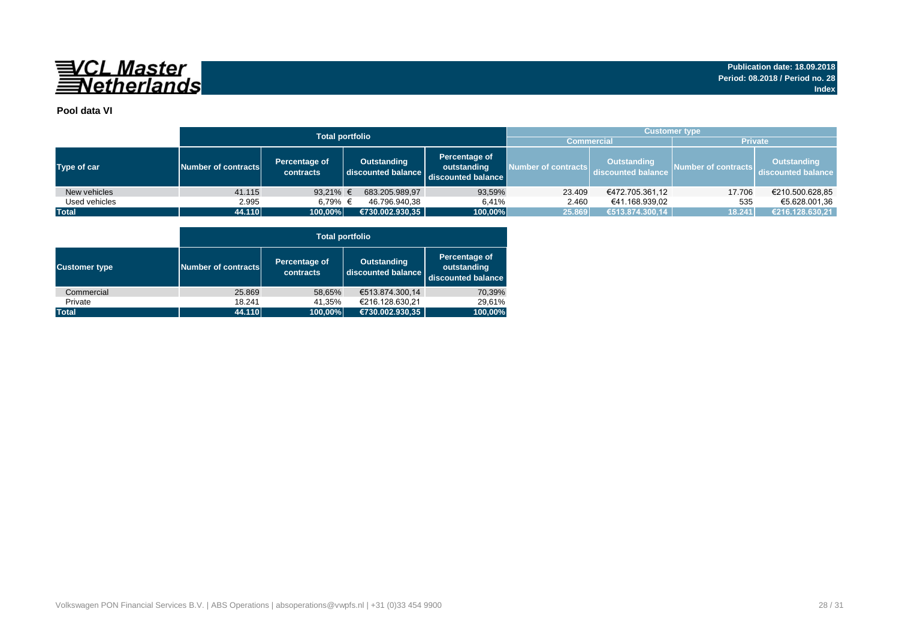VCL Master Netherlands

**Publication date: 18.09.2018**
**Period: 08.2018 / Period no. 28**
**Index**

**Pool data VI**

| | Total portfolio | | | | Customer type | | | |
|---|---|---|---|---|---|---|---|---|
| | | | | | Commercial | | Private | |
| **Type of car** | **Number of contracts** | **Percentage of contracts** | **Outstanding discounted balance** | **Percentage of outstanding discounted balance** | **Number of contracts** | **Outstanding discounted balance** | **Number of contracts** | **Outstanding discounted balance** |
| New vehicles | 41.115 | 93,21% | € 683.205.989,97 | 93,59% | 23.409 | €472.705.361,12 | 17.706 | €210.500.628,85 |
| Used vehicles | 2.995 | 6,79% | € 46.796.940,38 | 6,41% | 2.460 | €41.168.939,02 | 535 | €5.628.001,36 |
| **Total** | **44.110** | **100,00%** | **€730.002.930,35** | **100,00%** | **25.869** | **€513.874.300,14** | **18.241** | **€216.128.630,21** |

| | Total portfolio | | | |
|---|---|---|---|---|
| **Customer type** | **Number of contracts** | **Percentage of contracts** | **Outstanding discounted balance** | **Percentage of outstanding discounted balance** |
| Commercial | 25.869 | 58,65% | €513.874.300,14 | 70,39% |
| Private | 18.241 | 41,35% | €216.128.630,21 | 29,61% |
| **Total** | **44.110** | **100,00%** | **€730.002.930,35** | **100,00%** |

Volkswagen PON Financial Services B.V. | ABS Operations | absoperations@vwpfs.nl | +31 (0)33 454 9900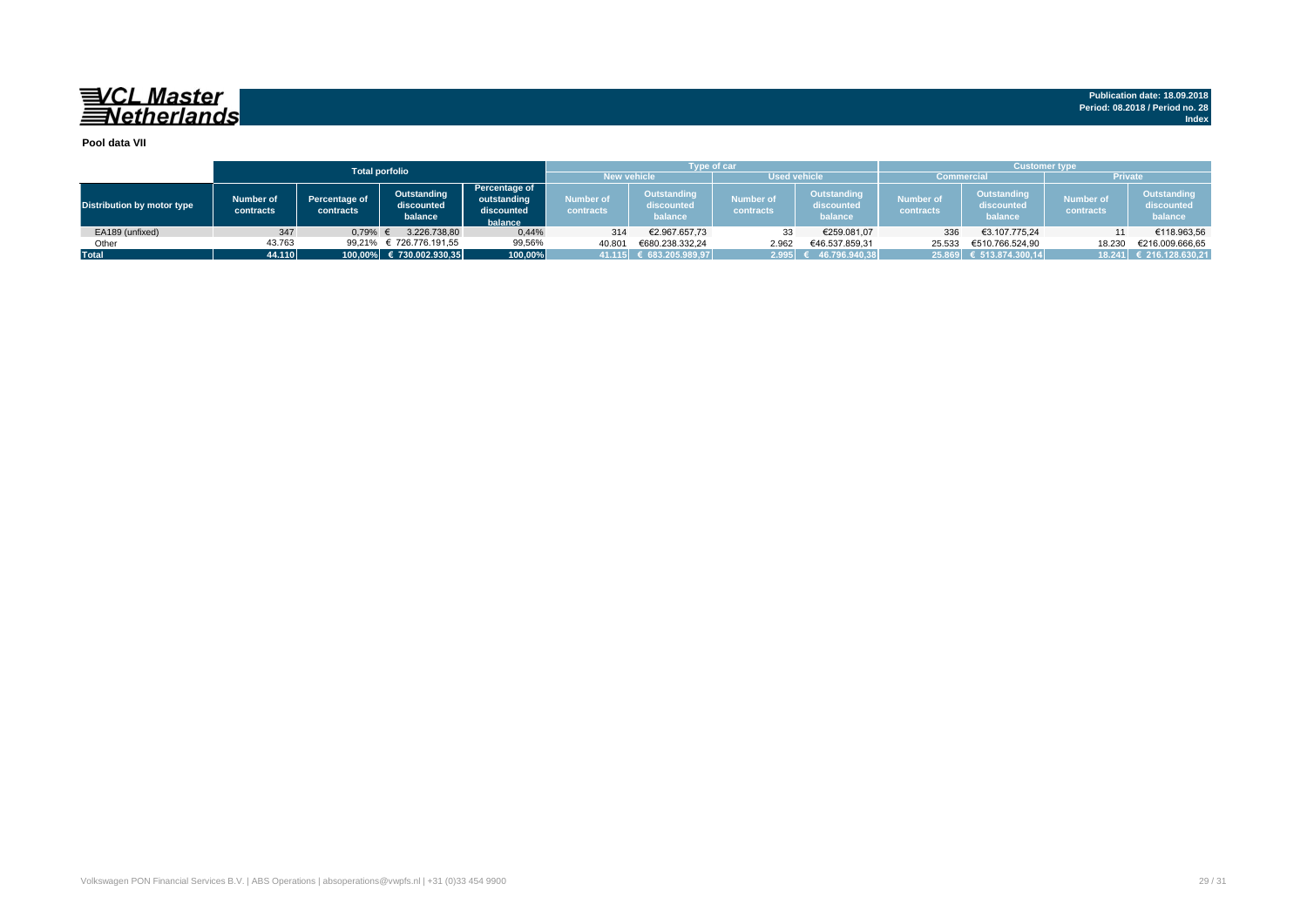**VCL Master Netherlands**

**Publication date: 18.09.2018**
**Period: 08.2018 / Period no. 28**
**Index**

**Pool data VII**

| Distribution by motor type | Total porfolio | | | | Type of car | | | | Customer type | | | |
|---|---|---|---|---|---|---|---|---|---|---|---|---|
| | | | | | New vehicle | | Used vehicle | | Commercial | | Private | |
| | Number of contracts | Percentage of contracts | Outstanding discounted balance | Percentage of outstanding discounted balance | Number of contracts | Outstanding discounted balance | Number of contracts | Outstanding discounted balance | Number of contracts | Outstanding discounted balance | Number of contracts | Outstanding discounted balance |
| EA189 (unfixed) | 347 | 0,79% | € 3.226.738,80 | 0,44% | 314 | €2.967.657,73 | 33 | €259.081,07 | 336 | €3.107.775,24 | 11 | €118.963,56 |
| Other | 43.763 | 99,21% | € 726.776.191,55 | 99,56% | 40.801 | €680.238.332,24 | 2.962 | €46.537.859,31 | 25.533 | €510.766.524,90 | 18.230 | €216.009.666,65 |
| **Total** | **44.110** | **100,00%** | **€ 730.002.930,35** | **100,00%** | **41.115** | **€ 683.205.989,97** | **2.995** | **€ 46.796.940,38** | **25.869** | **€ 513.874.300,14** | **18.241** | **€ 216.128.630,21** |

Volkswagen PON Financial Services B.V. | ABS Operations | absoperations@vwpfs.nl | +31 (0)33 454 9900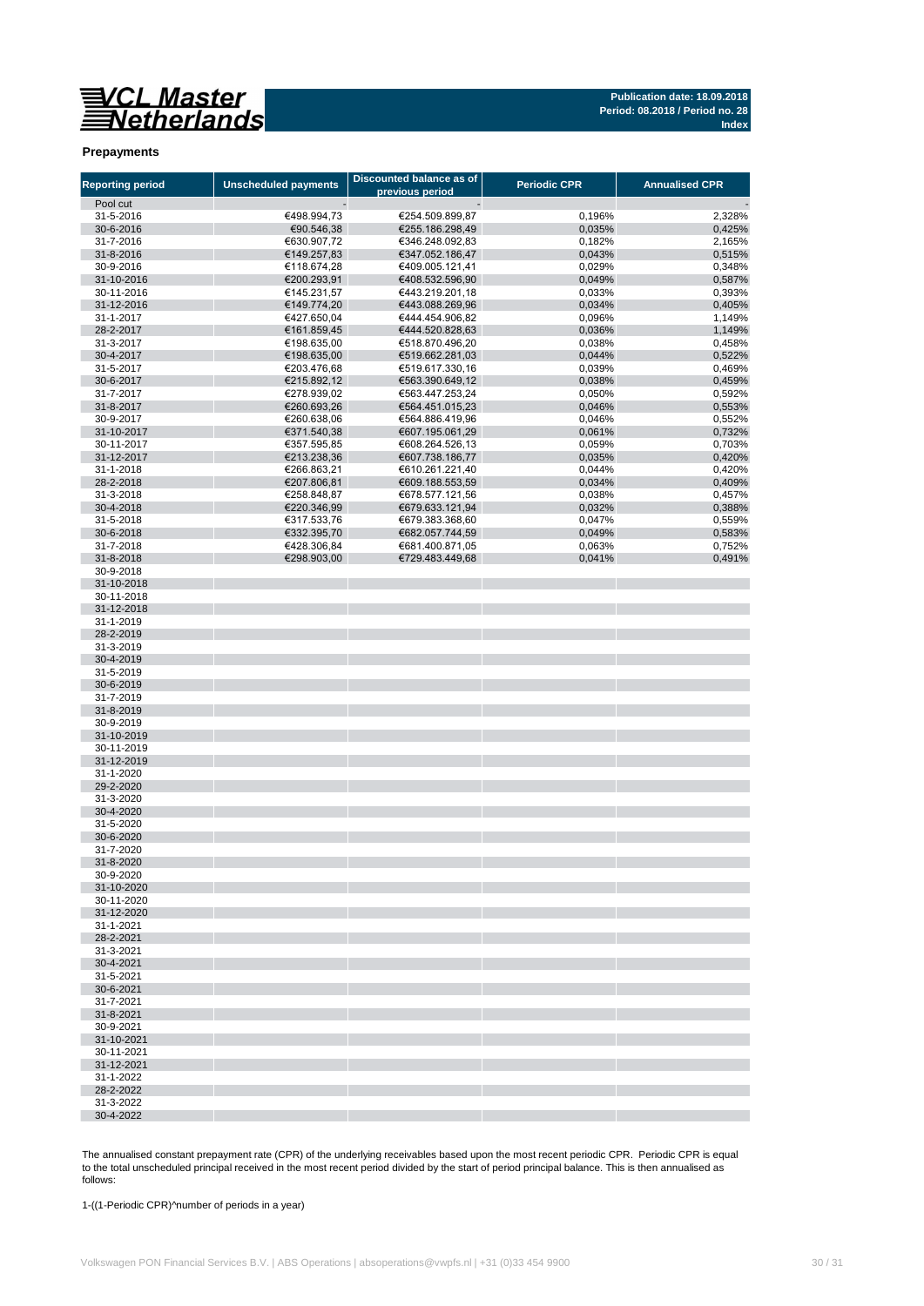**Publication date: 18.09.2018**
**Period: 08.2018 / Period no. 28**
**Index**

## Prepayments

| Reporting period | Unscheduled payments | Discounted balance as of previous period | Periodic CPR | Annualised CPR |
|---|---|---|---|---|
| Pool cut | - | - | | - |
| 31-5-2016 | €498.994,73 | €254.509.899,87 | 0,196% | 2,328% |
| 30-6-2016 | €90.546,38 | €255.186.298,49 | 0,035% | 0,425% |
| 31-7-2016 | €630.907,72 | €346.248.092,83 | 0,182% | 2,165% |
| 31-8-2016 | €149.257,83 | €347.052.186,47 | 0,043% | 0,515% |
| 30-9-2016 | €118.674,28 | €409.005.121,41 | 0,029% | 0,348% |
| 31-10-2016 | €200.293,91 | €408.532.596,90 | 0,049% | 0,587% |
| 30-11-2016 | €145.231,57 | €443.219.201,18 | 0,033% | 0,393% |
| 31-12-2016 | €149.774,20 | €443.088.269,96 | 0,034% | 0,405% |
| 31-1-2017 | €427.650,04 | €444.454.906,82 | 0,096% | 1,149% |
| 28-2-2017 | €161.859,45 | €444.520.828,63 | 0,036% | 1,149% |
| 31-3-2017 | €198.635,00 | €518.870.496,20 | 0,038% | 0,458% |
| 30-4-2017 | €198.635,00 | €519.662.281,03 | 0,044% | 0,522% |
| 31-5-2017 | €203.476,68 | €519.617.330,16 | 0,039% | 0,469% |
| 30-6-2017 | €215.892,12 | €563.390.649,12 | 0,038% | 0,459% |
| 31-7-2017 | €278.939,02 | €563.447.253,24 | 0,050% | 0,592% |
| 31-8-2017 | €260.693,26 | €564.451.015,23 | 0,046% | 0,553% |
| 30-9-2017 | €260.638,06 | €564.886.419,96 | 0,046% | 0,552% |
| 31-10-2017 | €371.540,38 | €607.195.061,29 | 0,061% | 0,732% |
| 30-11-2017 | €357.595,85 | €608.264.526,13 | 0,059% | 0,703% |
| 31-12-2017 | €213.238,36 | €607.738.186,77 | 0,035% | 0,420% |
| 31-1-2018 | €266.863,21 | €610.261.221,40 | 0,044% | 0,420% |
| 28-2-2018 | €207.806,81 | €609.188.553,59 | 0,034% | 0,409% |
| 31-3-2018 | €258.848,87 | €678.577.121,56 | 0,038% | 0,457% |
| 30-4-2018 | €220.346,99 | €679.633.121,94 | 0,032% | 0,388% |
| 31-5-2018 | €317.533,76 | €679.383.368,60 | 0,047% | 0,559% |
| 30-6-2018 | €332.395,70 | €682.057.744,59 | 0,049% | 0,583% |
| 31-7-2018 | €428.306,84 | €681.400.871,05 | 0,063% | 0,752% |
| 31-8-2018 | €298.903,00 | €729.483.449,68 | 0,041% | 0,491% |
| 30-9-2018 | | | | |
| 31-10-2018 | | | | |
| 30-11-2018 | | | | |
| 31-12-2018 | | | | |
| 31-1-2019 | | | | |
| 28-2-2019 | | | | |
| 31-3-2019 | | | | |
| 30-4-2019 | | | | |
| 31-5-2019 | | | | |
| 30-6-2019 | | | | |
| 31-7-2019 | | | | |
| 31-8-2019 | | | | |
| 30-9-2019 | | | | |
| 31-10-2019 | | | | |
| 30-11-2019 | | | | |
| 31-12-2019 | | | | |
| 31-1-2020 | | | | |
| 29-2-2020 | | | | |
| 31-3-2020 | | | | |
| 30-4-2020 | | | | |
| 31-5-2020 | | | | |
| 30-6-2020 | | | | |
| 31-7-2020 | | | | |
| 31-8-2020 | | | | |
| 30-9-2020 | | | | |
| 31-10-2020 | | | | |
| 30-11-2020 | | | | |
| 31-12-2020 | | | | |
| 31-1-2021 | | | | |
| 28-2-2021 | | | | |
| 31-3-2021 | | | | |
| 30-4-2021 | | | | |
| 31-5-2021 | | | | |
| 30-6-2021 | | | | |
| 31-7-2021 | | | | |
| 31-8-2021 | | | | |
| 30-9-2021 | | | | |
| 31-10-2021 | | | | |
| 30-11-2021 | | | | |
| 31-12-2021 | | | | |
| 31-1-2022 | | | | |
| 28-2-2022 | | | | |
| 31-3-2022 | | | | |
| 30-4-2022 | | | | |

The annualised constant prepayment rate (CPR) of the underlying receivables based upon the most recent periodic CPR. Periodic CPR is equal to the total unscheduled principal received in the most recent period divided by the start of period principal balance. This is then annualised as follows:

1-((1-Periodic CPR)^number of periods in a year)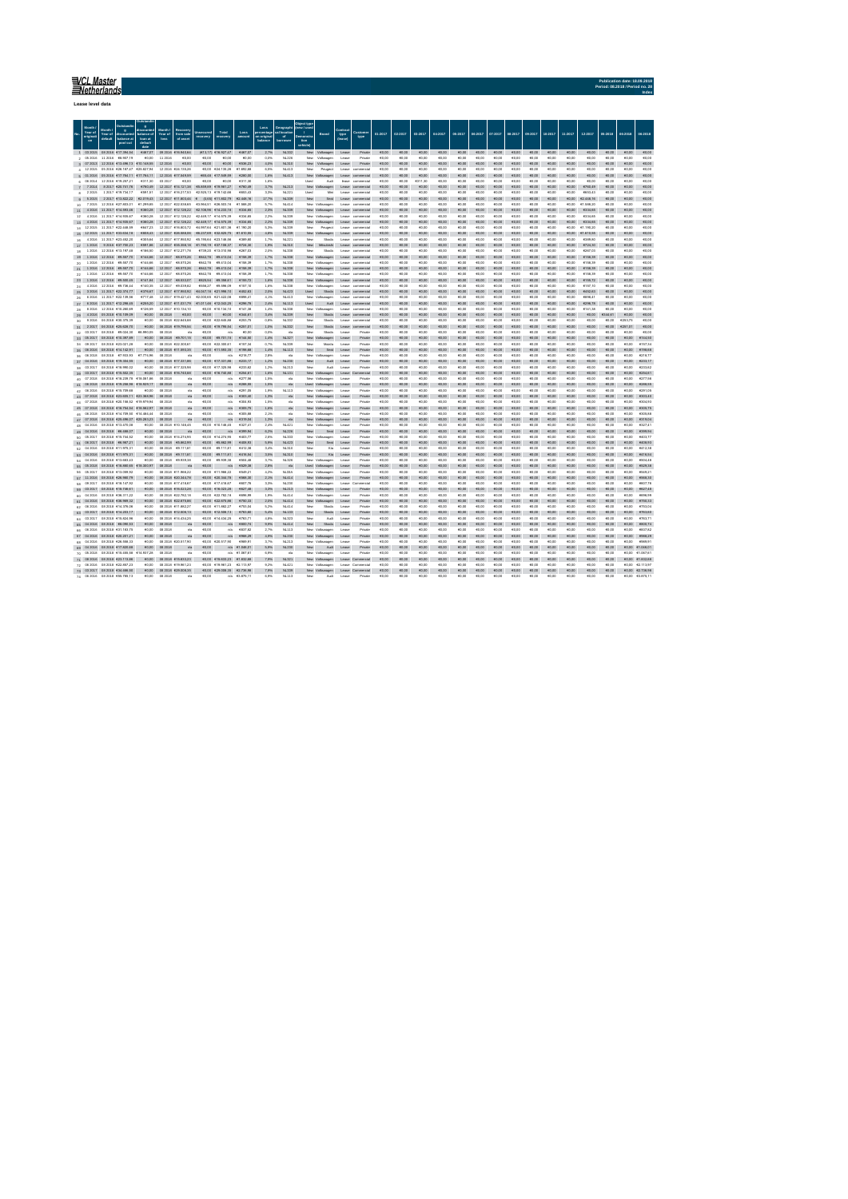**VCL Master Netherlands**

Publication date: 18.09.2018
Period: 08.2018 / Period no. 28
Index

**Lease level data**